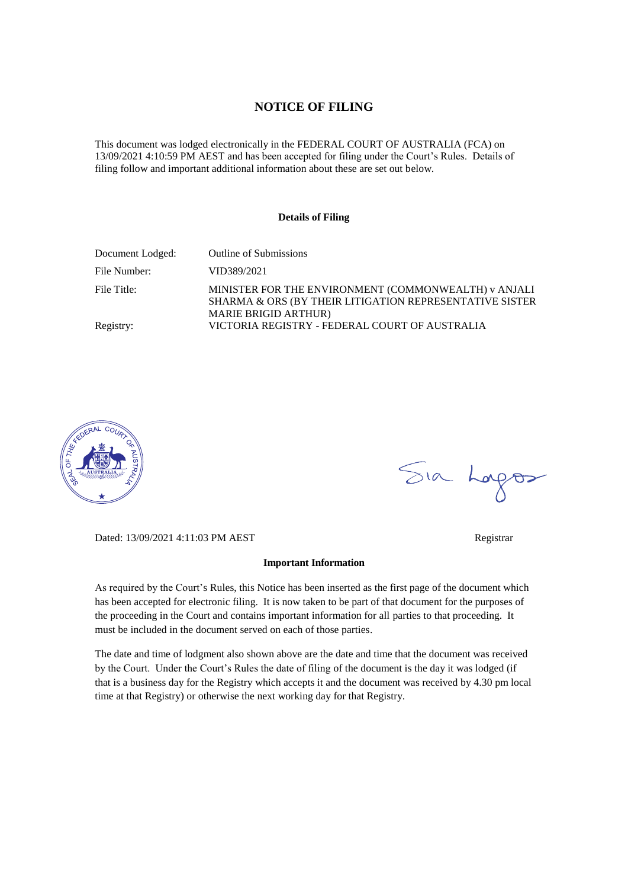# NOTICE OF FILING

This document was lodged electronically in the FEDERAL COURT OF AUSTRALIA (FCA) on 13/09/2021 4:10:59 PM AEST and has been accepted for filing under the Court's Rules. Details of filing follow and important additional information about these are set out below.

### Details of Filing

| | |
|---|---|
| Document Lodged: | Outline of Submissions |
| File Number: | VID389/2021 |
| File Title: | MINISTER FOR THE ENVIRONMENT (COMMONWEALTH) v ANJALI SHARMA & ORS (BY THEIR LITIGATION REPRESENTATIVE SISTER MARIE BRIGID ARTHUR) |
| Registry: | VICTORIA REGISTRY - FEDERAL COURT OF AUSTRALIA |

Dated: 13/09/2021 4:11:03 PM AEST

Registrar

### Important Information

As required by the Court's Rules, this Notice has been inserted as the first page of the document which has been accepted for electronic filing. It is now taken to be part of that document for the purposes of the proceeding in the Court and contains important information for all parties to that proceeding. It must be included in the document served on each of those parties.

The date and time of lodgment also shown above are the date and time that the document was received by the Court. Under the Court's Rules the date of filing of the document is the day it was lodged (if that is a business day for the Registry which accepts it and the document was received by 4.30 pm local time at that Registry) or otherwise the next working day for that Registry.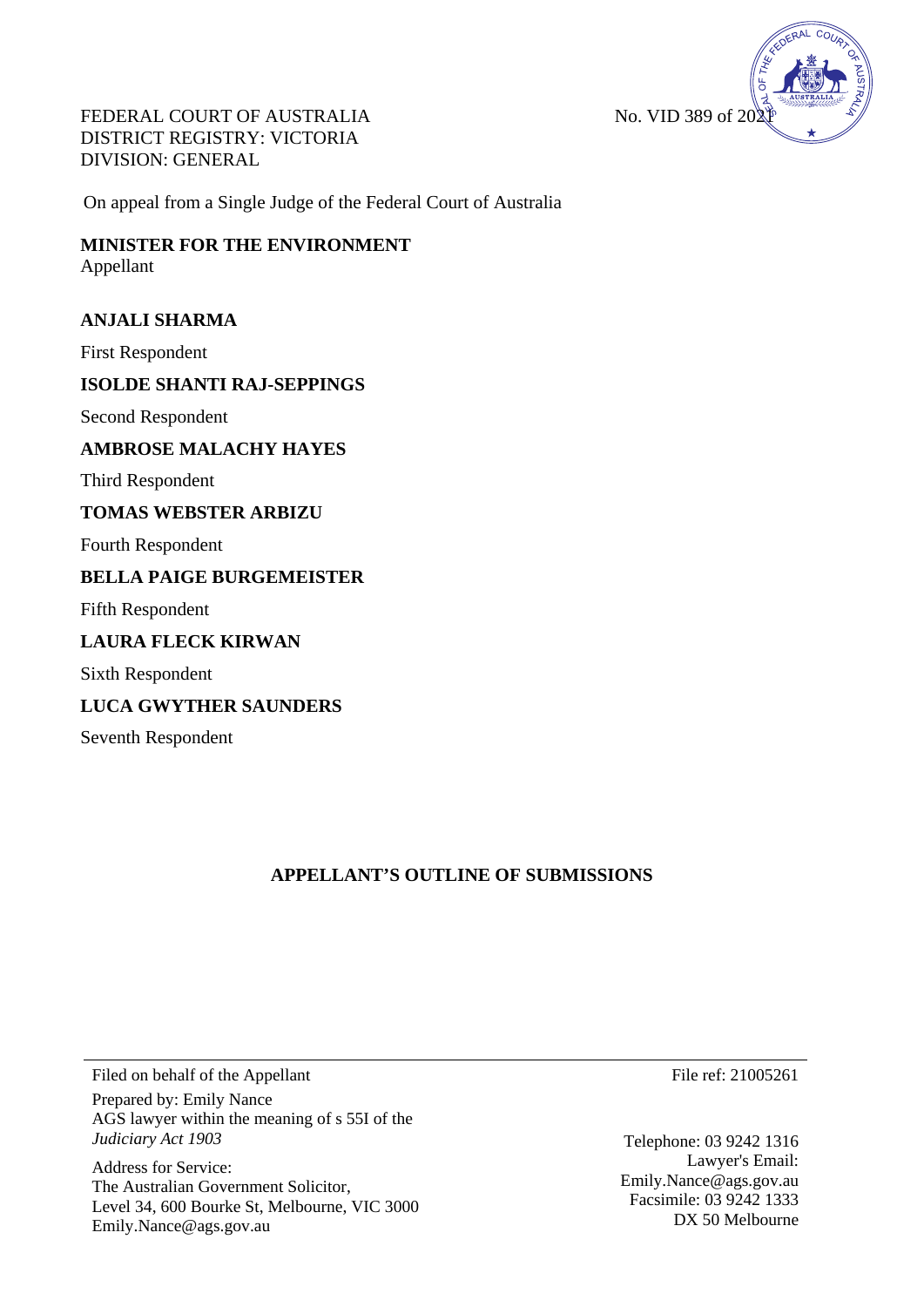FEDERAL COURT OF AUSTRALIA
DISTRICT REGISTRY: VICTORIA
DIVISION: GENERAL

No. VID 389 of 2021

On appeal from a Single Judge of the Federal Court of Australia

**MINISTER FOR THE ENVIRONMENT**
Appellant

**ANJALI SHARMA**

First Respondent

**ISOLDE SHANTI RAJ-SEPPINGS**

Second Respondent

**AMBROSE MALACHY HAYES**

Third Respondent

**TOMAS WEBSTER ARBIZU**

Fourth Respondent

**BELLA PAIGE BURGEMEISTER**

Fifth Respondent

**LAURA FLECK KIRWAN**

Sixth Respondent

**LUCA GWYTHER SAUNDERS**

Seventh Respondent

## APPELLANT'S OUTLINE OF SUBMISSIONS

---

Filed on behalf of the Appellant
Prepared by: Emily Nance
AGS lawyer within the meaning of s 55I of the *Judiciary Act 1903*

Address for Service:
The Australian Government Solicitor,
Level 34, 600 Bourke St, Melbourne, VIC 3000
Emily.Nance@ags.gov.au

File ref: 21005261

Telephone: 03 9242 1316
Lawyer's Email: Emily.Nance@ags.gov.au
Facsimile: 03 9242 1333
DX 50 Melbourne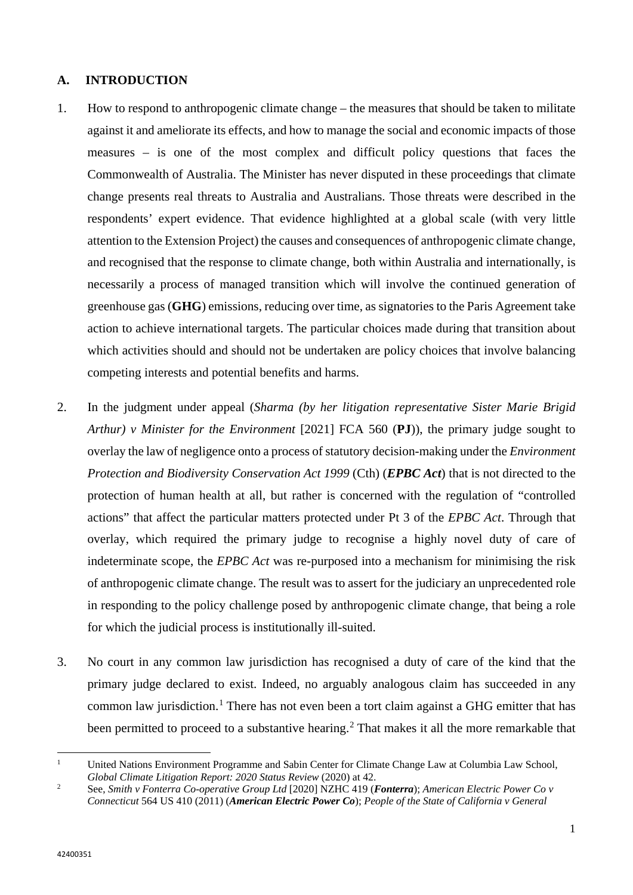## A. INTRODUCTION

1. How to respond to anthropogenic climate change – the measures that should be taken to militate against it and ameliorate its effects, and how to manage the social and economic impacts of those measures – is one of the most complex and difficult policy questions that faces the Commonwealth of Australia. The Minister has never disputed in these proceedings that climate change presents real threats to Australia and Australians. Those threats were described in the respondents' expert evidence. That evidence highlighted at a global scale (with very little attention to the Extension Project) the causes and consequences of anthropogenic climate change, and recognised that the response to climate change, both within Australia and internationally, is necessarily a process of managed transition which will involve the continued generation of greenhouse gas (**GHG**) emissions, reducing over time, as signatories to the Paris Agreement take action to achieve international targets. The particular choices made during that transition about which activities should and should not be undertaken are policy choices that involve balancing competing interests and potential benefits and harms.

2. In the judgment under appeal (*Sharma (by her litigation representative Sister Marie Brigid Arthur) v Minister for the Environment* [2021] FCA 560 (**PJ**)), the primary judge sought to overlay the law of negligence onto a process of statutory decision-making under the *Environment Protection and Biodiversity Conservation Act 1999* (Cth) (***EPBC Act***) that is not directed to the protection of human health at all, but rather is concerned with the regulation of "controlled actions" that affect the particular matters protected under Pt 3 of the *EPBC Act*. Through that overlay, which required the primary judge to recognise a highly novel duty of care of indeterminate scope, the *EPBC Act* was re-purposed into a mechanism for minimising the risk of anthropogenic climate change. The result was to assert for the judiciary an unprecedented role in responding to the policy challenge posed by anthropogenic climate change, that being a role for which the judicial process is institutionally ill-suited.

3. No court in any common law jurisdiction has recognised a duty of care of the kind that the primary judge declared to exist. Indeed, no arguably analogous claim has succeeded in any common law jurisdiction.[1] There has not even been a tort claim against a GHG emitter that has been permitted to proceed to a substantive hearing.[2] That makes it all the more remarkable that

[1] United Nations Environment Programme and Sabin Center for Climate Change Law at Columbia Law School, *Global Climate Litigation Report: 2020 Status Review* (2020) at 42.

[2] See, *Smith v Fonterra Co-operative Group Ltd* [2020] NZHC 419 (***Fonterra***); *American Electric Power Co v Connecticut* 564 US 410 (2011) (***American Electric Power Co***); *People of the State of California v General*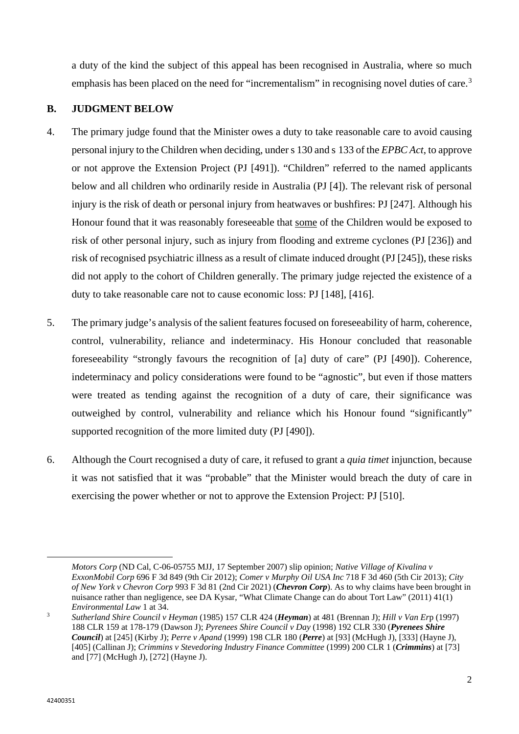a duty of the kind the subject of this appeal has been recognised in Australia, where so much emphasis has been placed on the need for "incrementalism" in recognising novel duties of care.[3]

## B. JUDGMENT BELOW

4. The primary judge found that the Minister owes a duty to take reasonable care to avoid causing personal injury to the Children when deciding, under s 130 and s 133 of the *EPBC Act*, to approve or not approve the Extension Project (PJ [491]). "Children" referred to the named applicants below and all children who ordinarily reside in Australia (PJ [4]). The relevant risk of personal injury is the risk of death or personal injury from heatwaves or bushfires: PJ [247]. Although his Honour found that it was reasonably foreseeable that some of the Children would be exposed to risk of other personal injury, such as injury from flooding and extreme cyclones (PJ [236]) and risk of recognised psychiatric illness as a result of climate induced drought (PJ [245]), these risks did not apply to the cohort of Children generally. The primary judge rejected the existence of a duty to take reasonable care not to cause economic loss: PJ [148], [416].

5. The primary judge's analysis of the salient features focused on foreseeability of harm, coherence, control, vulnerability, reliance and indeterminacy. His Honour concluded that reasonable foreseeability "strongly favours the recognition of [a] duty of care" (PJ [490]). Coherence, indeterminacy and policy considerations were found to be "agnostic", but even if those matters were treated as tending against the recognition of a duty of care, their significance was outweighed by control, vulnerability and reliance which his Honour found "significantly" supported recognition of the more limited duty (PJ [490]).

6. Although the Court recognised a duty of care, it refused to grant a *quia timet* injunction, because it was not satisfied that it was "probable" that the Minister would breach the duty of care in exercising the power whether or not to approve the Extension Project: PJ [510].

---

*Motors Corp* (ND Cal, C-06-05755 MJJ, 17 September 2007) slip opinion; *Native Village of Kivalina v ExxonMobil Corp* 696 F 3d 849 (9th Cir 2012); *Comer v Murphy Oil USA Inc* 718 F 3d 460 (5th Cir 2013); *City of New York v Chevron Corp* 993 F 3d 81 (2nd Cir 2021) (***Chevron Corp***). As to why claims have been brought in nuisance rather than negligence, see DA Kysar, "What Climate Change can do about Tort Law" (2011) 41(1) *Environmental Law* 1 at 34.

[3] *Sutherland Shire Council v Heyman* (1985) 157 CLR 424 (***Heyman***) at 481 (Brennan J); *Hill v Van Erp* (1997) 188 CLR 159 at 178-179 (Dawson J); *Pyrenees Shire Council v Day* (1998) 192 CLR 330 (***Pyrenees Shire Council***) at [245] (Kirby J); *Perre v Apand* (1999) 198 CLR 180 (***Perre***) at [93] (McHugh J), [333] (Hayne J), [405] (Callinan J); *Crimmins v Stevedoring Industry Finance Committee* (1999) 200 CLR 1 (***Crimmins***) at [73] and [77] (McHugh J), [272] (Hayne J).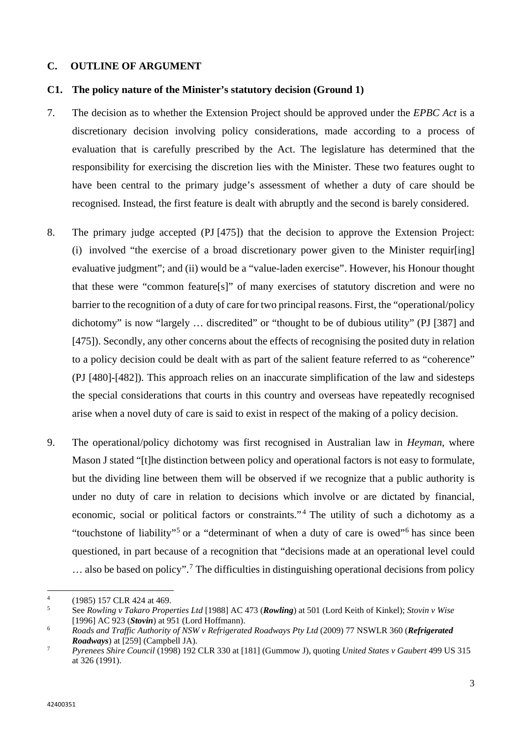## C. OUTLINE OF ARGUMENT

### C1. The policy nature of the Minister's statutory decision (Ground 1)

7. The decision as to whether the Extension Project should be approved under the *EPBC Act* is a discretionary decision involving policy considerations, made according to a process of evaluation that is carefully prescribed by the Act. The legislature has determined that the responsibility for exercising the discretion lies with the Minister. These two features ought to have been central to the primary judge's assessment of whether a duty of care should be recognised. Instead, the first feature is dealt with abruptly and the second is barely considered.

8. The primary judge accepted (PJ [475]) that the decision to approve the Extension Project: (i) involved "the exercise of a broad discretionary power given to the Minister requir[ing] evaluative judgment"; and (ii) would be a "value-laden exercise". However, his Honour thought that these were "common feature[s]" of many exercises of statutory discretion and were no barrier to the recognition of a duty of care for two principal reasons. First, the "operational/policy dichotomy" is now "largely … discredited" or "thought to be of dubious utility" (PJ [387] and [475]). Secondly, any other concerns about the effects of recognising the posited duty in relation to a policy decision could be dealt with as part of the salient feature referred to as "coherence" (PJ [480]-[482]). This approach relies on an inaccurate simplification of the law and sidesteps the special considerations that courts in this country and overseas have repeatedly recognised arise when a novel duty of care is said to exist in respect of the making of a policy decision.

9. The operational/policy dichotomy was first recognised in Australian law in *Heyman*, where Mason J stated "[t]he distinction between policy and operational factors is not easy to formulate, but the dividing line between them will be observed if we recognize that a public authority is under no duty of care in relation to decisions which involve or are dictated by financial, economic, social or political factors or constraints."[4] The utility of such a dichotomy as a "touchstone of liability"[5] or a "determinant of when a duty of care is owed"[6] has since been questioned, in part because of a recognition that "decisions made at an operational level could … also be based on policy".[7] The difficulties in distinguishing operational decisions from policy

---

[4] (1985) 157 CLR 424 at 469.

[5] See *Rowling v Takaro Properties Ltd* [1988] AC 473 (***Rowling***) at 501 (Lord Keith of Kinkel); *Stovin v Wise* [1996] AC 923 (***Stovin***) at 951 (Lord Hoffmann).

[6] *Roads and Traffic Authority of NSW v Refrigerated Roadways Pty Ltd* (2009) 77 NSWLR 360 (***Refrigerated Roadways***) at [259] (Campbell JA).

[7] *Pyrenees Shire Council* (1998) 192 CLR 330 at [181] (Gummow J), quoting *United States v Gaubert* 499 US 315 at 326 (1991).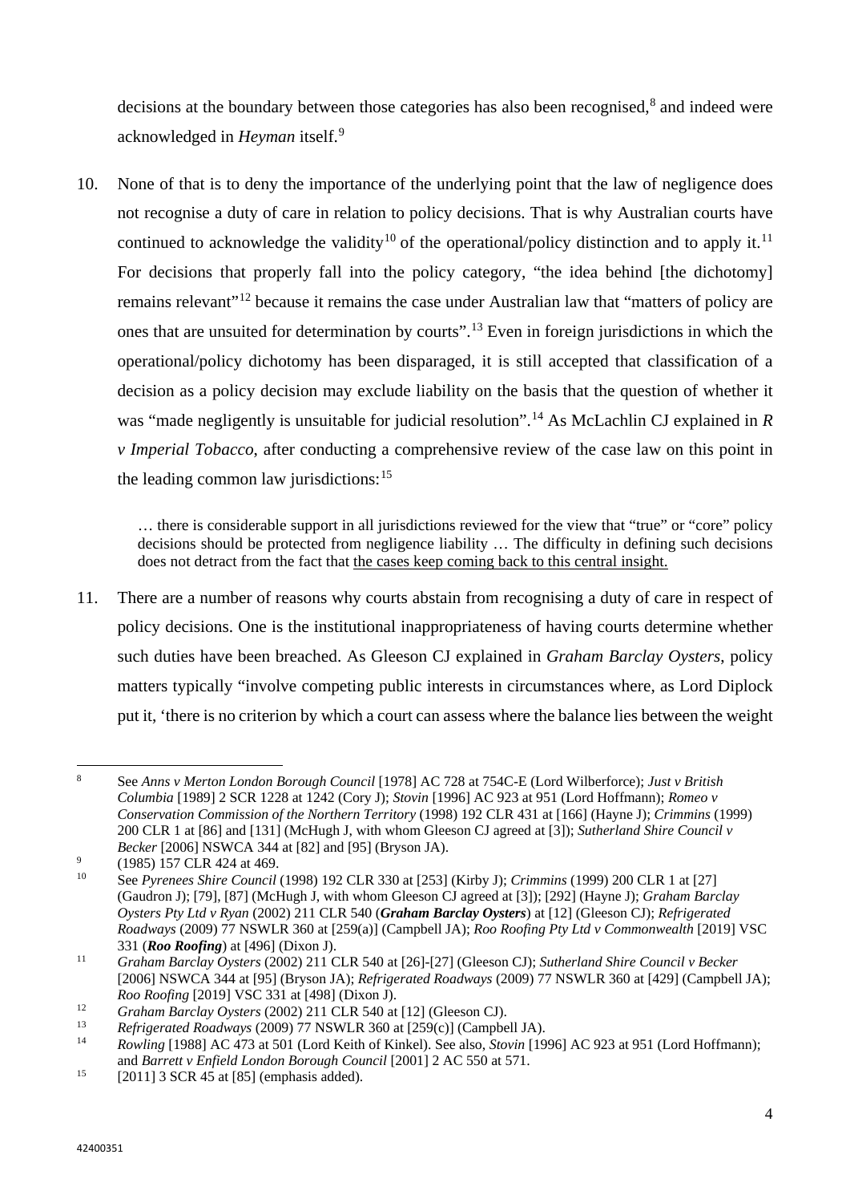decisions at the boundary between those categories has also been recognised,[8] and indeed were acknowledged in *Heyman* itself.[9]

10. None of that is to deny the importance of the underlying point that the law of negligence does not recognise a duty of care in relation to policy decisions. That is why Australian courts have continued to acknowledge the validity[10] of the operational/policy distinction and to apply it.[11] For decisions that properly fall into the policy category, "the idea behind [the dichotomy] remains relevant"[12] because it remains the case under Australian law that "matters of policy are ones that are unsuited for determination by courts".[13] Even in foreign jurisdictions in which the operational/policy dichotomy has been disparaged, it is still accepted that classification of a decision as a policy decision may exclude liability on the basis that the question of whether it was "made negligently is unsuitable for judicial resolution".[14] As McLachlin CJ explained in *R v Imperial Tobacco*, after conducting a comprehensive review of the case law on this point in the leading common law jurisdictions:[15]

> … there is considerable support in all jurisdictions reviewed for the view that "true" or "core" policy decisions should be protected from negligence liability … The difficulty in defining such decisions does not detract from the fact that <u>the cases keep coming back to this central insight.</u>

11. There are a number of reasons why courts abstain from recognising a duty of care in respect of policy decisions. One is the institutional inappropriateness of having courts determine whether such duties have been breached. As Gleeson CJ explained in *Graham Barclay Oysters*, policy matters typically "involve competing public interests in circumstances where, as Lord Diplock put it, 'there is no criterion by which a court can assess where the balance lies between the weight

---

[8] See *Anns v Merton London Borough Council* [1978] AC 728 at 754C-E (Lord Wilberforce); *Just v British Columbia* [1989] 2 SCR 1228 at 1242 (Cory J); *Stovin* [1996] AC 923 at 951 (Lord Hoffmann); *Romeo v Conservation Commission of the Northern Territory* (1998) 192 CLR 431 at [166] (Hayne J); *Crimmins* (1999) 200 CLR 1 at [86] and [131] (McHugh J, with whom Gleeson CJ agreed at [3]); *Sutherland Shire Council v Becker* [2006] NSWCA 344 at [82] and [95] (Bryson JA).

[9] (1985) 157 CLR 424 at 469.

[10] See *Pyrenees Shire Council* (1998) 192 CLR 330 at [253] (Kirby J); *Crimmins* (1999) 200 CLR 1 at [27] (Gaudron J); [79], [87] (McHugh J, with whom Gleeson CJ agreed at [3]); [292] (Hayne J); *Graham Barclay Oysters Pty Ltd v Ryan* (2002) 211 CLR 540 (***Graham Barclay Oysters***) at [12] (Gleeson CJ); *Refrigerated Roadways* (2009) 77 NSWLR 360 at [259(a)] (Campbell JA); *Roo Roofing Pty Ltd v Commonwealth* [2019] VSC 331 (***Roo Roofing***) at [496] (Dixon J).

[11] *Graham Barclay Oysters* (2002) 211 CLR 540 at [26]-[27] (Gleeson CJ); *Sutherland Shire Council v Becker* [2006] NSWCA 344 at [95] (Bryson JA); *Refrigerated Roadways* (2009) 77 NSWLR 360 at [429] (Campbell JA); *Roo Roofing* [2019] VSC 331 at [498] (Dixon J).

[12] *Graham Barclay Oysters* (2002) 211 CLR 540 at [12] (Gleeson CJ).

[13] *Refrigerated Roadways* (2009) 77 NSWLR 360 at [259(c)] (Campbell JA).

[14] *Rowling* [1988] AC 473 at 501 (Lord Keith of Kinkel). See also, *Stovin* [1996] AC 923 at 951 (Lord Hoffmann); and *Barrett v Enfield London Borough Council* [2001] 2 AC 550 at 571.

[15] [2011] 3 SCR 45 at [85] (emphasis added).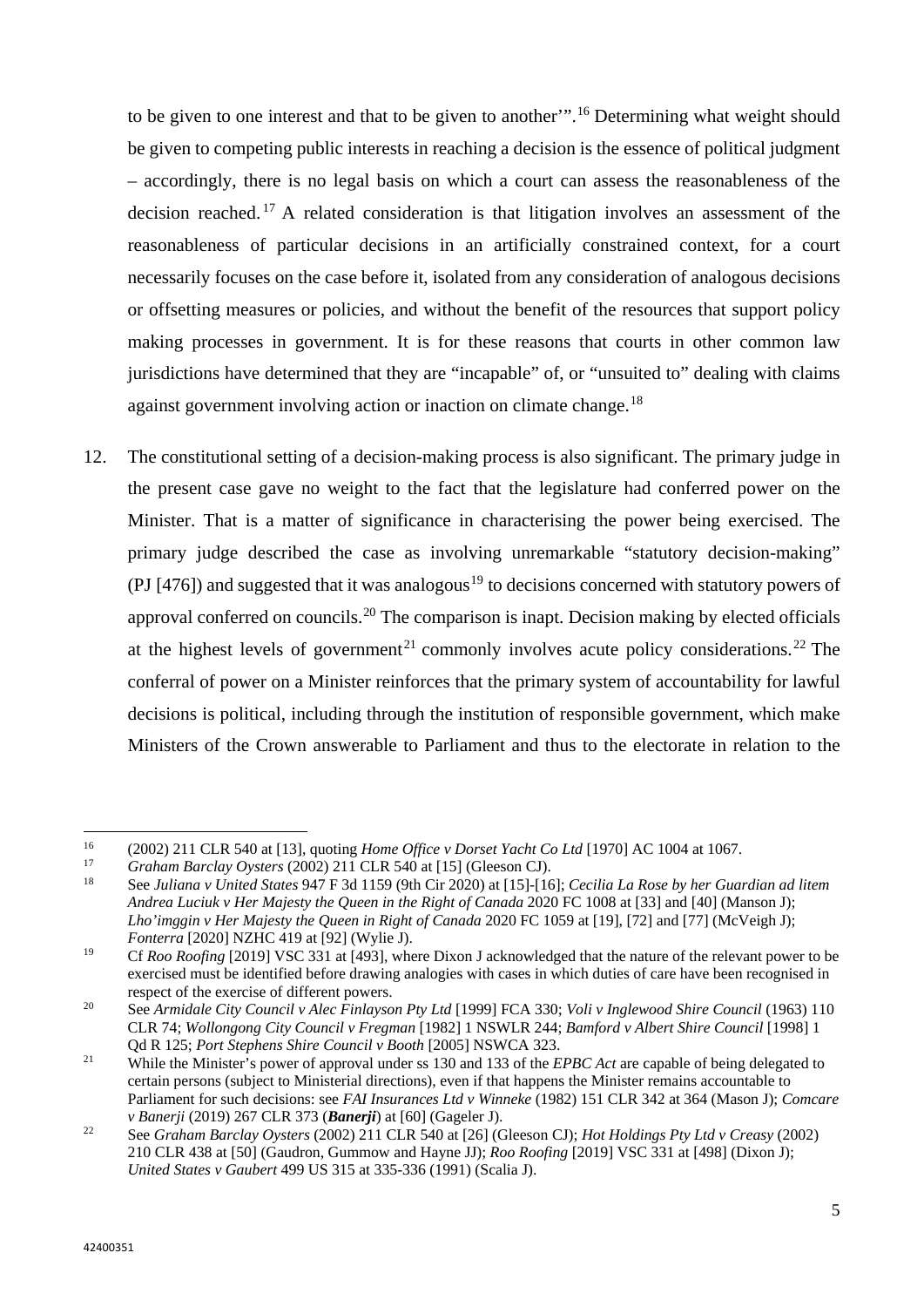to be given to one interest and that to be given to another'".[16] Determining what weight should be given to competing public interests in reaching a decision is the essence of political judgment – accordingly, there is no legal basis on which a court can assess the reasonableness of the decision reached.[17] A related consideration is that litigation involves an assessment of the reasonableness of particular decisions in an artificially constrained context, for a court necessarily focuses on the case before it, isolated from any consideration of analogous decisions or offsetting measures or policies, and without the benefit of the resources that support policy making processes in government. It is for these reasons that courts in other common law jurisdictions have determined that they are "incapable" of, or "unsuited to" dealing with claims against government involving action or inaction on climate change.[18]

12. The constitutional setting of a decision-making process is also significant. The primary judge in the present case gave no weight to the fact that the legislature had conferred power on the Minister. That is a matter of significance in characterising the power being exercised. The primary judge described the case as involving unremarkable "statutory decision-making" (PJ [476]) and suggested that it was analogous[19] to decisions concerned with statutory powers of approval conferred on councils.[20] The comparison is inapt. Decision making by elected officials at the highest levels of government[21] commonly involves acute policy considerations.[22] The conferral of power on a Minister reinforces that the primary system of accountability for lawful decisions is political, including through the institution of responsible government, which make Ministers of the Crown answerable to Parliament and thus to the electorate in relation to the

---

[16] (2002) 211 CLR 540 at [13], quoting *Home Office v Dorset Yacht Co Ltd* [1970] AC 1004 at 1067.

[17] *Graham Barclay Oysters* (2002) 211 CLR 540 at [15] (Gleeson CJ).

[18] See *Juliana v United States* 947 F 3d 1159 (9th Cir 2020) at [15]-[16]; *Cecilia La Rose by her Guardian ad litem Andrea Luciuk v Her Majesty the Queen in the Right of Canada* 2020 FC 1008 at [33] and [40] (Manson J); *Lho'imggin v Her Majesty the Queen in Right of Canada* 2020 FC 1059 at [19], [72] and [77] (McVeigh J); *Fonterra* [2020] NZHC 419 at [92] (Wylie J).

[19] Cf *Roo Roofing* [2019] VSC 331 at [493], where Dixon J acknowledged that the nature of the relevant power to be exercised must be identified before drawing analogies with cases in which duties of care have been recognised in respect of the exercise of different powers.

[20] See *Armidale City Council v Alec Finlayson Pty Ltd* [1999] FCA 330; *Voli v Inglewood Shire Council* (1963) 110 CLR 74; *Wollongong City Council v Fregman* [1982] 1 NSWLR 244; *Bamford v Albert Shire Council* [1998] 1 Qd R 125; *Port Stephens Shire Council v Booth* [2005] NSWCA 323.

[21] While the Minister's power of approval under ss 130 and 133 of the *EPBC Act* are capable of being delegated to certain persons (subject to Ministerial directions), even if that happens the Minister remains accountable to Parliament for such decisions: see *FAI Insurances Ltd v Winneke* (1982) 151 CLR 342 at 364 (Mason J); *Comcare v Banerji* (2019) 267 CLR 373 (***Banerji***) at [60] (Gageler J).

[22] See *Graham Barclay Oysters* (2002) 211 CLR 540 at [26] (Gleeson CJ); *Hot Holdings Pty Ltd v Creasy* (2002) 210 CLR 438 at [50] (Gaudron, Gummow and Hayne JJ); *Roo Roofing* [2019] VSC 331 at [498] (Dixon J); *United States v Gaubert* 499 US 315 at 335-336 (1991) (Scalia J).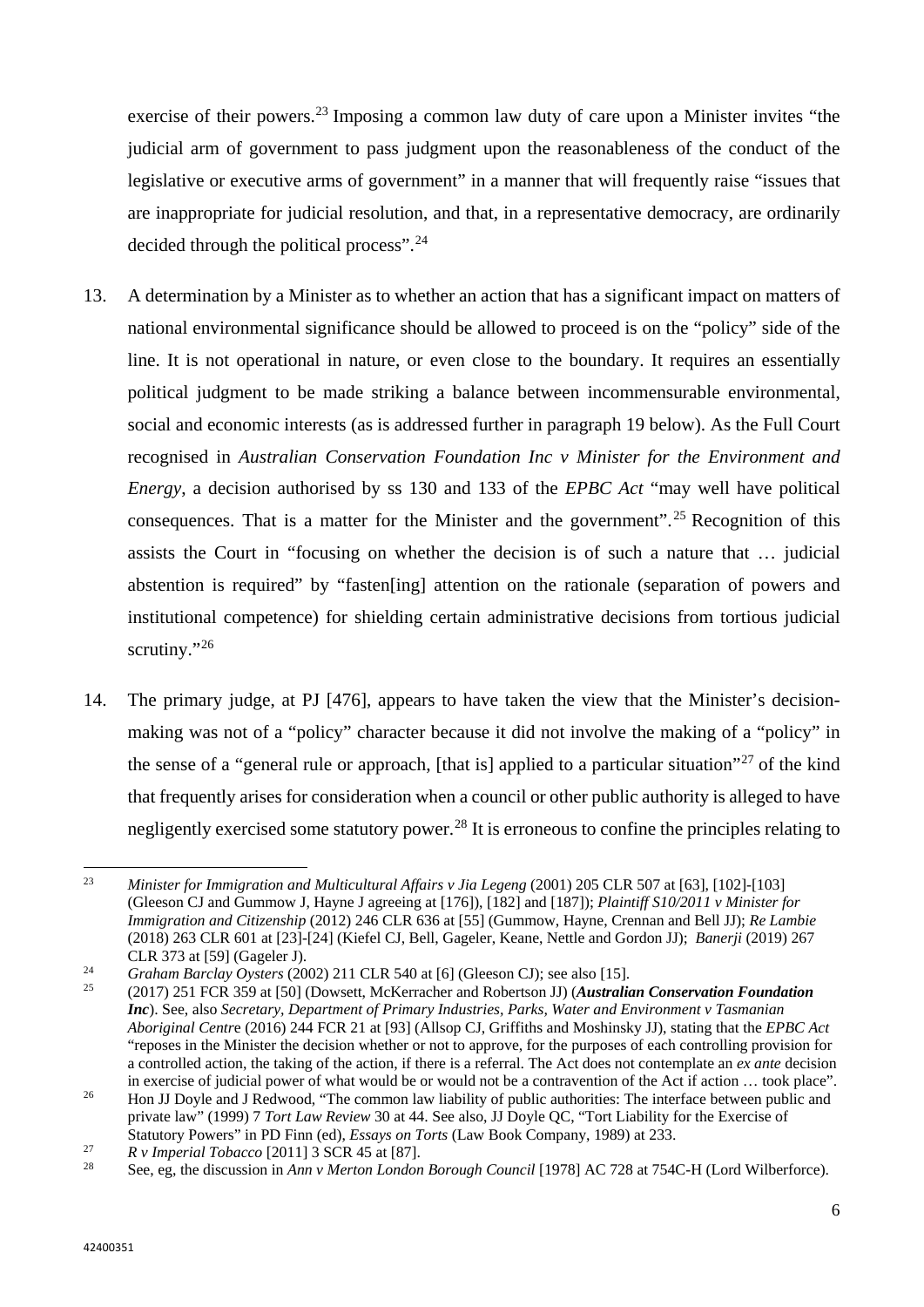exercise of their powers.[23] Imposing a common law duty of care upon a Minister invites "the judicial arm of government to pass judgment upon the reasonableness of the conduct of the legislative or executive arms of government" in a manner that will frequently raise "issues that are inappropriate for judicial resolution, and that, in a representative democracy, are ordinarily decided through the political process".[24]

13. A determination by a Minister as to whether an action that has a significant impact on matters of national environmental significance should be allowed to proceed is on the "policy" side of the line. It is not operational in nature, or even close to the boundary. It requires an essentially political judgment to be made striking a balance between incommensurable environmental, social and economic interests (as is addressed further in paragraph 19 below). As the Full Court recognised in *Australian Conservation Foundation Inc v Minister for the Environment and Energy*, a decision authorised by ss 130 and 133 of the *EPBC Act* "may well have political consequences. That is a matter for the Minister and the government".[25] Recognition of this assists the Court in "focusing on whether the decision is of such a nature that … judicial abstention is required" by "fasten[ing] attention on the rationale (separation of powers and institutional competence) for shielding certain administrative decisions from tortious judicial scrutiny."[26]

14. The primary judge, at PJ [476], appears to have taken the view that the Minister's decision-making was not of a "policy" character because it did not involve the making of a "policy" in the sense of a "general rule or approach, [that is] applied to a particular situation"[27] of the kind that frequently arises for consideration when a council or other public authority is alleged to have negligently exercised some statutory power.[28] It is erroneous to confine the principles relating to

---

[23] *Minister for Immigration and Multicultural Affairs v Jia Legeng* (2001) 205 CLR 507 at [63], [102]-[103] (Gleeson CJ and Gummow J, Hayne J agreeing at [176]), [182] and [187]); *Plaintiff S10/2011 v Minister for Immigration and Citizenship* (2012) 246 CLR 636 at [55] (Gummow, Hayne, Crennan and Bell JJ); *Re Lambie* (2018) 263 CLR 601 at [23]-[24] (Kiefel CJ, Bell, Gageler, Keane, Nettle and Gordon JJ); *Banerji* (2019) 267 CLR 373 at [59] (Gageler J).

[24] *Graham Barclay Oysters* (2002) 211 CLR 540 at [6] (Gleeson CJ); see also [15].

[25] (2017) 251 FCR 359 at [50] (Dowsett, McKerracher and Robertson JJ) (***Australian Conservation Foundation Inc***). See, also *Secretary, Department of Primary Industries, Parks, Water and Environment v Tasmanian Aboriginal Centre* (2016) 244 FCR 21 at [93] (Allsop CJ, Griffiths and Moshinsky JJ), stating that the *EPBC Act* "reposes in the Minister the decision whether or not to approve, for the purposes of each controlling provision for a controlled action, the taking of the action, if there is a referral. The Act does not contemplate an *ex ante* decision in exercise of judicial power of what would be or would not be a contravention of the Act if action … took place".

[26] Hon JJ Doyle and J Redwood, "The common law liability of public authorities: The interface between public and private law" (1999) 7 *Tort Law Review* 30 at 44. See also, JJ Doyle QC, "Tort Liability for the Exercise of Statutory Powers" in PD Finn (ed), *Essays on Torts* (Law Book Company, 1989) at 233.

[27] *R v Imperial Tobacco* [2011] 3 SCR 45 at [87].

[28] See, eg, the discussion in *Ann v Merton London Borough Council* [1978] AC 728 at 754C-H (Lord Wilberforce).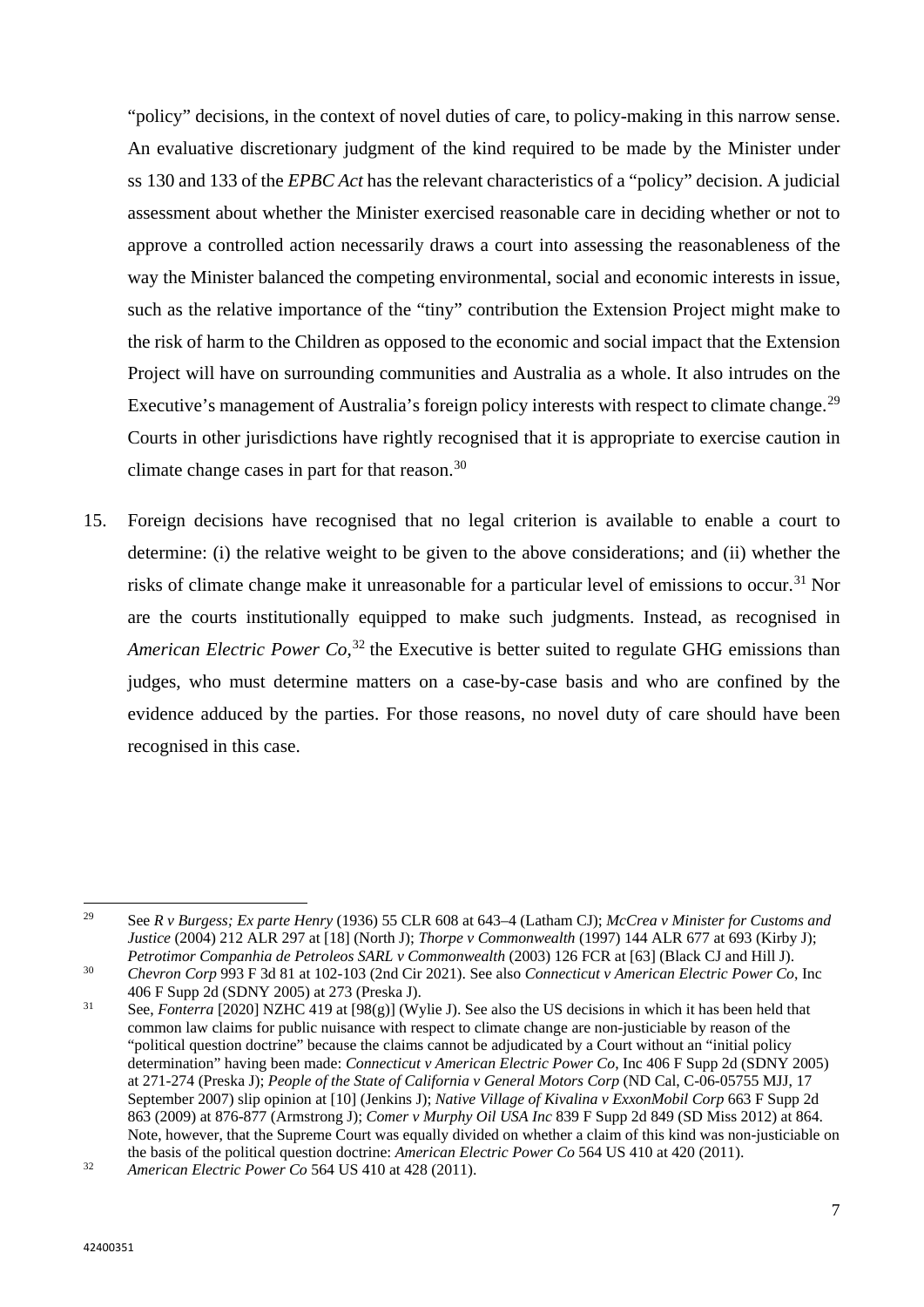"policy" decisions, in the context of novel duties of care, to policy-making in this narrow sense. An evaluative discretionary judgment of the kind required to be made by the Minister under ss 130 and 133 of the *EPBC Act* has the relevant characteristics of a "policy" decision. A judicial assessment about whether the Minister exercised reasonable care in deciding whether or not to approve a controlled action necessarily draws a court into assessing the reasonableness of the way the Minister balanced the competing environmental, social and economic interests in issue, such as the relative importance of the "tiny" contribution the Extension Project might make to the risk of harm to the Children as opposed to the economic and social impact that the Extension Project will have on surrounding communities and Australia as a whole. It also intrudes on the Executive's management of Australia's foreign policy interests with respect to climate change.[29] Courts in other jurisdictions have rightly recognised that it is appropriate to exercise caution in climate change cases in part for that reason.[30]

15. Foreign decisions have recognised that no legal criterion is available to enable a court to determine: (i) the relative weight to be given to the above considerations; and (ii) whether the risks of climate change make it unreasonable for a particular level of emissions to occur.[31] Nor are the courts institutionally equipped to make such judgments. Instead, as recognised in *American Electric Power Co*,[32] the Executive is better suited to regulate GHG emissions than judges, who must determine matters on a case-by-case basis and who are confined by the evidence adduced by the parties. For those reasons, no novel duty of care should have been recognised in this case.

---

[29] See *R v Burgess; Ex parte Henry* (1936) 55 CLR 608 at 643–4 (Latham CJ); *McCrea v Minister for Customs and Justice* (2004) 212 ALR 297 at [18] (North J); *Thorpe v Commonwealth* (1997) 144 ALR 677 at 693 (Kirby J); *Petrotimor Companhia de Petroleos SARL v Commonwealth* (2003) 126 FCR at [63] (Black CJ and Hill J).

[30] *Chevron Corp* 993 F 3d 81 at 102-103 (2nd Cir 2021). See also *Connecticut v American Electric Power Co*, Inc 406 F Supp 2d (SDNY 2005) at 273 (Preska J).

[31] See, *Fonterra* [2020] NZHC 419 at [98(g)] (Wylie J). See also the US decisions in which it has been held that common law claims for public nuisance with respect to climate change are non-justiciable by reason of the "political question doctrine" because the claims cannot be adjudicated by a Court without an "initial policy determination" having been made: *Connecticut v American Electric Power Co*, Inc 406 F Supp 2d (SDNY 2005) at 271-274 (Preska J); *People of the State of California v General Motors Corp* (ND Cal, C-06-05755 MJJ, 17 September 2007) slip opinion at [10] (Jenkins J); *Native Village of Kivalina v ExxonMobil Corp* 663 F Supp 2d 863 (2009) at 876-877 (Armstrong J); *Comer v Murphy Oil USA Inc* 839 F Supp 2d 849 (SD Miss 2012) at 864. Note, however, that the Supreme Court was equally divided on whether a claim of this kind was non-justiciable on the basis of the political question doctrine: *American Electric Power Co* 564 US 410 at 420 (2011).

[32] *American Electric Power Co* 564 US 410 at 428 (2011).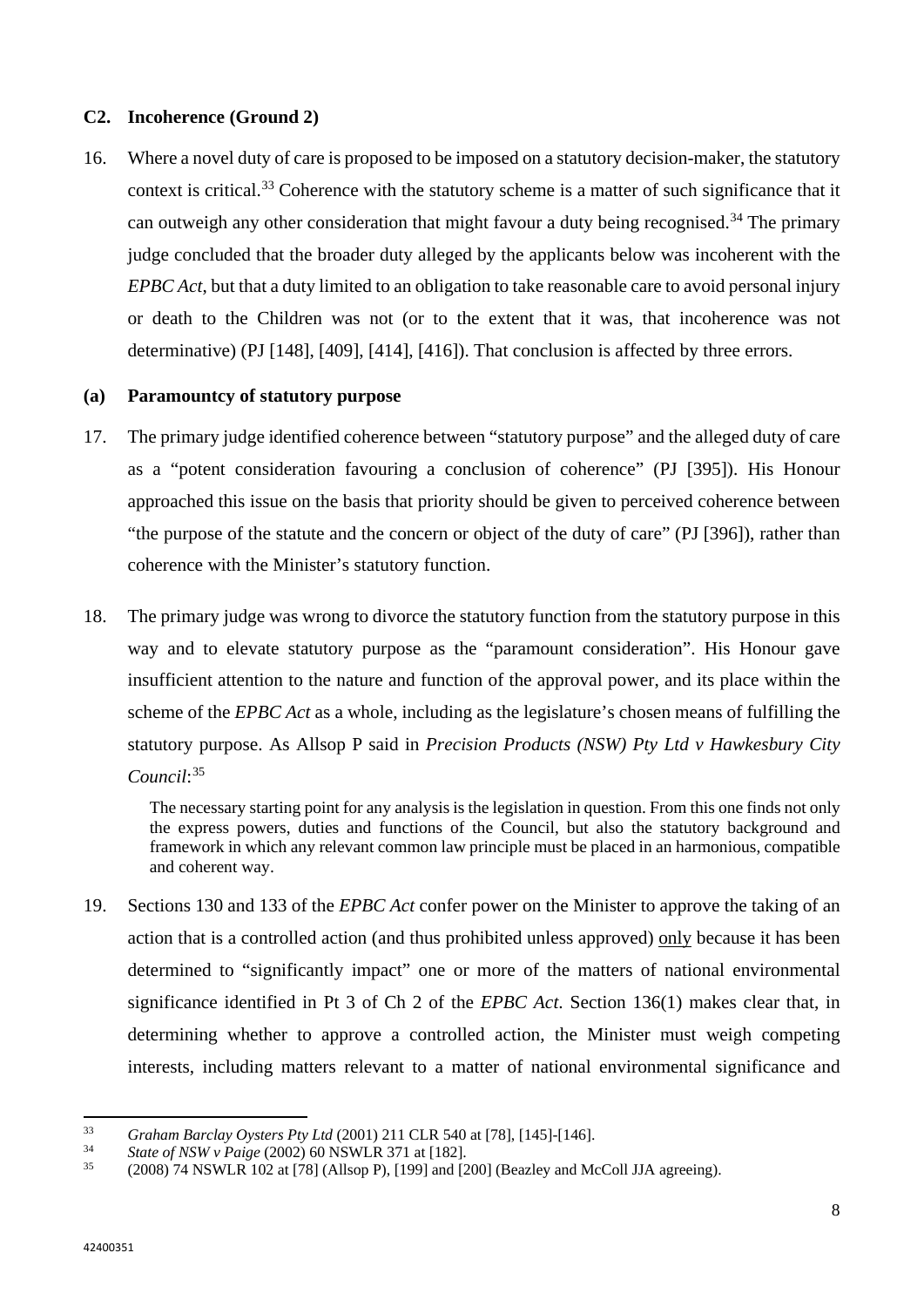## C2. Incoherence (Ground 2)

16. Where a novel duty of care is proposed to be imposed on a statutory decision-maker, the statutory context is critical.[33] Coherence with the statutory scheme is a matter of such significance that it can outweigh any other consideration that might favour a duty being recognised.[34] The primary judge concluded that the broader duty alleged by the applicants below was incoherent with the *EPBC Act*, but that a duty limited to an obligation to take reasonable care to avoid personal injury or death to the Children was not (or to the extent that it was, that incoherence was not determinative) (PJ [148], [409], [414], [416]). That conclusion is affected by three errors.

### (a) Paramountcy of statutory purpose

17. The primary judge identified coherence between "statutory purpose" and the alleged duty of care as a "potent consideration favouring a conclusion of coherence" (PJ [395]). His Honour approached this issue on the basis that priority should be given to perceived coherence between "the purpose of the statute and the concern or object of the duty of care" (PJ [396]), rather than coherence with the Minister's statutory function.

18. The primary judge was wrong to divorce the statutory function from the statutory purpose in this way and to elevate statutory purpose as the "paramount consideration". His Honour gave insufficient attention to the nature and function of the approval power, and its place within the scheme of the *EPBC Act* as a whole, including as the legislature's chosen means of fulfilling the statutory purpose. As Allsop P said in *Precision Products (NSW) Pty Ltd v Hawkesbury City Council*:[35]

> The necessary starting point for any analysis is the legislation in question. From this one finds not only the express powers, duties and functions of the Council, but also the statutory background and framework in which any relevant common law principle must be placed in an harmonious, compatible and coherent way.

19. Sections 130 and 133 of the *EPBC Act* confer power on the Minister to approve the taking of an action that is a controlled action (and thus prohibited unless approved) only because it has been determined to "significantly impact" one or more of the matters of national environmental significance identified in Pt 3 of Ch 2 of the *EPBC Act*. Section 136(1) makes clear that, in determining whether to approve a controlled action, the Minister must weigh competing interests, including matters relevant to a matter of national environmental significance and

---

[33] *Graham Barclay Oysters Pty Ltd* (2001) 211 CLR 540 at [78], [145]-[146].

[34] *State of NSW v Paige* (2002) 60 NSWLR 371 at [182].

[35] (2008) 74 NSWLR 102 at [78] (Allsop P), [199] and [200] (Beazley and McColl JJA agreeing).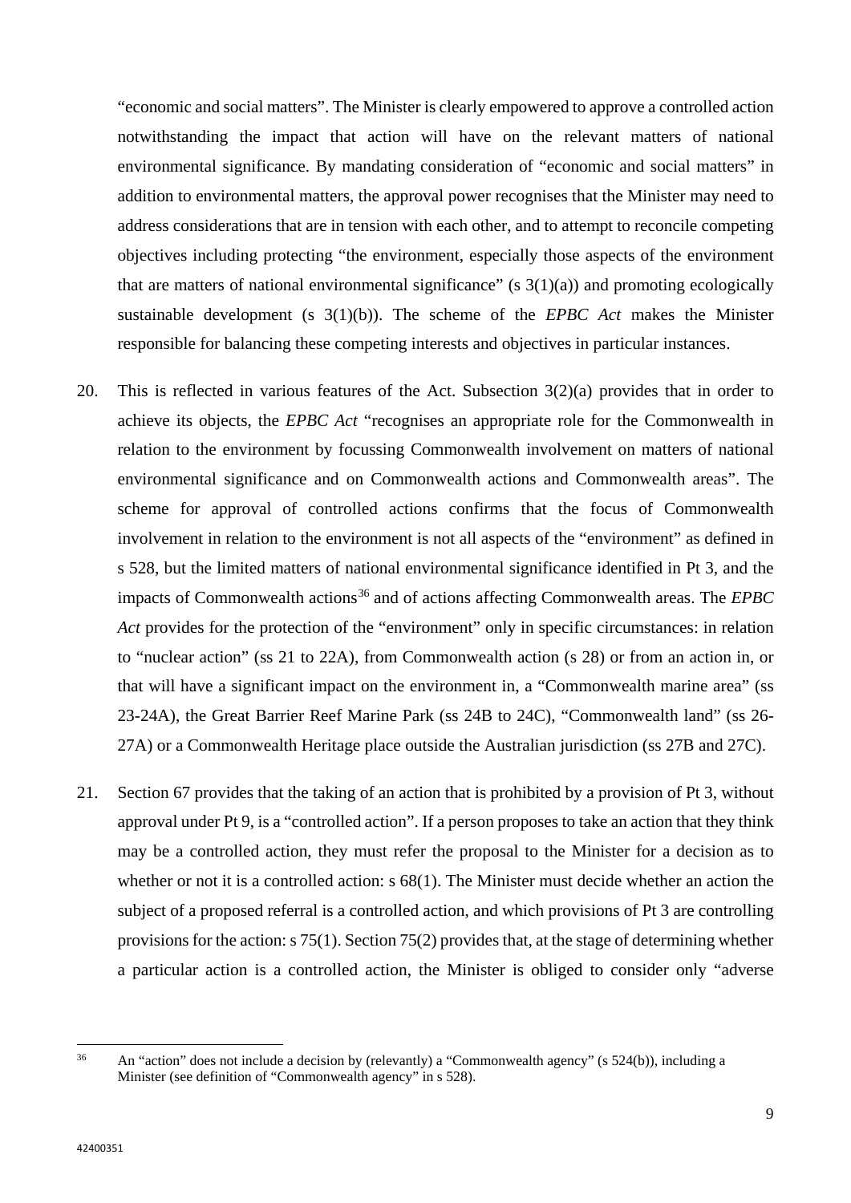"economic and social matters". The Minister is clearly empowered to approve a controlled action notwithstanding the impact that action will have on the relevant matters of national environmental significance. By mandating consideration of "economic and social matters" in addition to environmental matters, the approval power recognises that the Minister may need to address considerations that are in tension with each other, and to attempt to reconcile competing objectives including protecting "the environment, especially those aspects of the environment that are matters of national environmental significance" (s 3(1)(a)) and promoting ecologically sustainable development (s 3(1)(b)). The scheme of the *EPBC Act* makes the Minister responsible for balancing these competing interests and objectives in particular instances.

20. This is reflected in various features of the Act. Subsection 3(2)(a) provides that in order to achieve its objects, the *EPBC Act* "recognises an appropriate role for the Commonwealth in relation to the environment by focussing Commonwealth involvement on matters of national environmental significance and on Commonwealth actions and Commonwealth areas". The scheme for approval of controlled actions confirms that the focus of Commonwealth involvement in relation to the environment is not all aspects of the "environment" as defined in s 528, but the limited matters of national environmental significance identified in Pt 3, and the impacts of Commonwealth actions[36] and of actions affecting Commonwealth areas. The *EPBC Act* provides for the protection of the "environment" only in specific circumstances: in relation to "nuclear action" (ss 21 to 22A), from Commonwealth action (s 28) or from an action in, or that will have a significant impact on the environment in, a "Commonwealth marine area" (ss 23-24A), the Great Barrier Reef Marine Park (ss 24B to 24C), "Commonwealth land" (ss 26-27A) or a Commonwealth Heritage place outside the Australian jurisdiction (ss 27B and 27C).

21. Section 67 provides that the taking of an action that is prohibited by a provision of Pt 3, without approval under Pt 9, is a "controlled action". If a person proposes to take an action that they think may be a controlled action, they must refer the proposal to the Minister for a decision as to whether or not it is a controlled action: s 68(1). The Minister must decide whether an action the subject of a proposed referral is a controlled action, and which provisions of Pt 3 are controlling provisions for the action: s 75(1). Section 75(2) provides that, at the stage of determining whether a particular action is a controlled action, the Minister is obliged to consider only "adverse

[36] An "action" does not include a decision by (relevantly) a "Commonwealth agency" (s 524(b)), including a Minister (see definition of "Commonwealth agency" in s 528).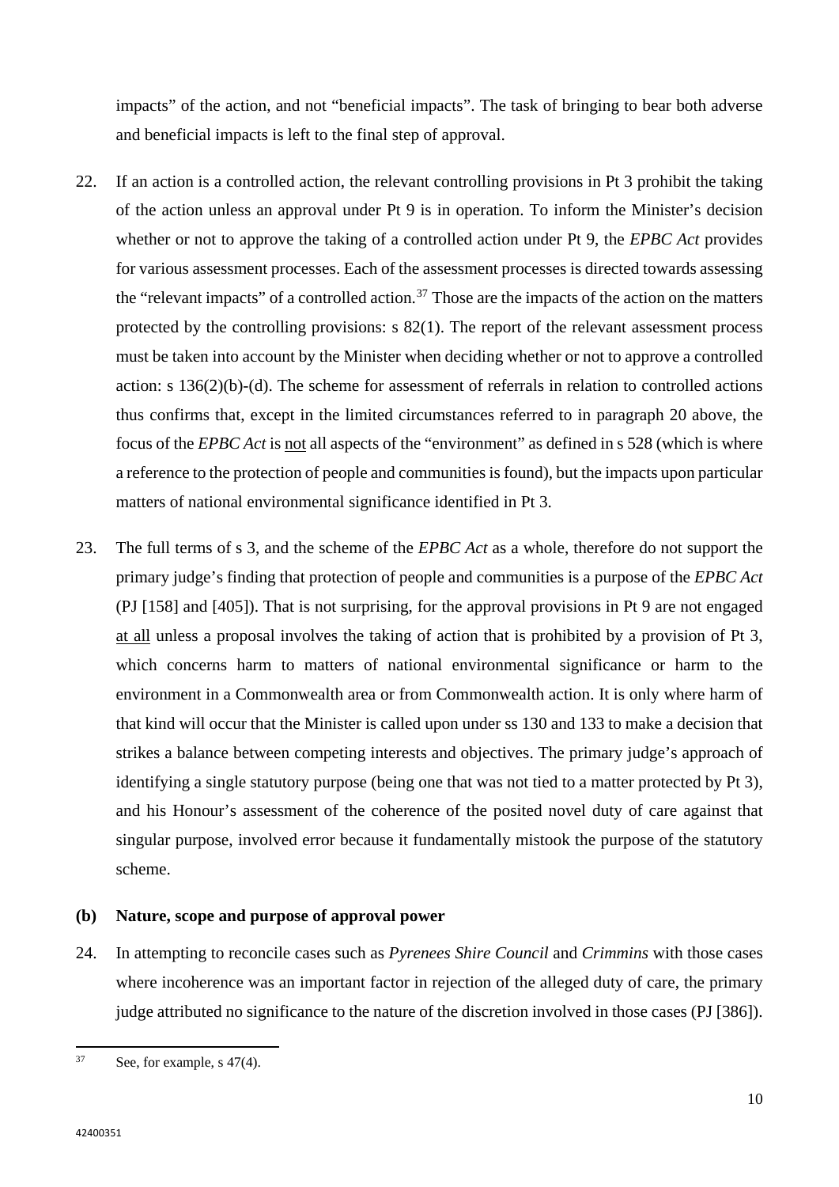impacts" of the action, and not "beneficial impacts". The task of bringing to bear both adverse and beneficial impacts is left to the final step of approval.

22. If an action is a controlled action, the relevant controlling provisions in Pt 3 prohibit the taking of the action unless an approval under Pt 9 is in operation. To inform the Minister's decision whether or not to approve the taking of a controlled action under Pt 9, the *EPBC Act* provides for various assessment processes. Each of the assessment processes is directed towards assessing the "relevant impacts" of a controlled action.[37] Those are the impacts of the action on the matters protected by the controlling provisions: s 82(1). The report of the relevant assessment process must be taken into account by the Minister when deciding whether or not to approve a controlled action: s 136(2)(b)-(d). The scheme for assessment of referrals in relation to controlled actions thus confirms that, except in the limited circumstances referred to in paragraph 20 above, the focus of the *EPBC Act* is <u>not</u> all aspects of the "environment" as defined in s 528 (which is where a reference to the protection of people and communities is found), but the impacts upon particular matters of national environmental significance identified in Pt 3.

23. The full terms of s 3, and the scheme of the *EPBC Act* as a whole, therefore do not support the primary judge's finding that protection of people and communities is a purpose of the *EPBC Act* (PJ [158] and [405]). That is not surprising, for the approval provisions in Pt 9 are not engaged <u>at all</u> unless a proposal involves the taking of action that is prohibited by a provision of Pt 3, which concerns harm to matters of national environmental significance or harm to the environment in a Commonwealth area or from Commonwealth action. It is only where harm of that kind will occur that the Minister is called upon under ss 130 and 133 to make a decision that strikes a balance between competing interests and objectives. The primary judge's approach of identifying a single statutory purpose (being one that was not tied to a matter protected by Pt 3), and his Honour's assessment of the coherence of the posited novel duty of care against that singular purpose, involved error because it fundamentally mistook the purpose of the statutory scheme.

### (b) Nature, scope and purpose of approval power

24. In attempting to reconcile cases such as *Pyrenees Shire Council* and *Crimmins* with those cases where incoherence was an important factor in rejection of the alleged duty of care, the primary judge attributed no significance to the nature of the discretion involved in those cases (PJ [386]).

[37] See, for example, s 47(4).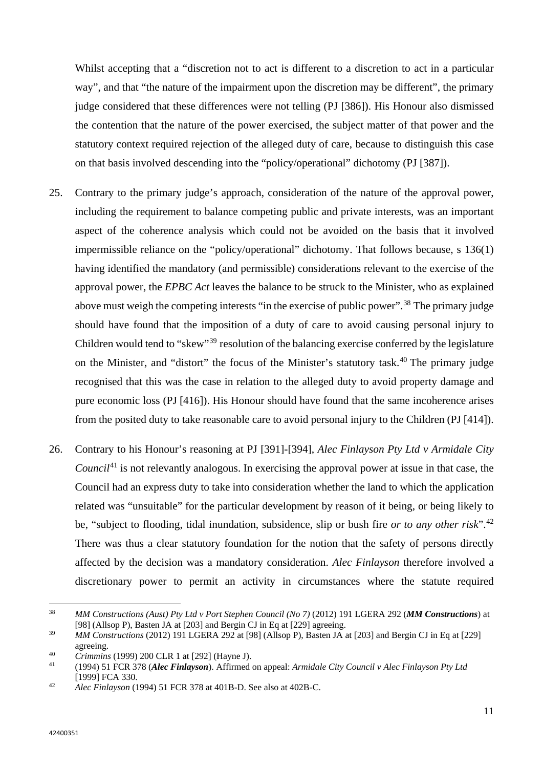Whilst accepting that a "discretion not to act is different to a discretion to act in a particular way", and that "the nature of the impairment upon the discretion may be different", the primary judge considered that these differences were not telling (PJ [386]). His Honour also dismissed the contention that the nature of the power exercised, the subject matter of that power and the statutory context required rejection of the alleged duty of care, because to distinguish this case on that basis involved descending into the "policy/operational" dichotomy (PJ [387]).

25. Contrary to the primary judge's approach, consideration of the nature of the approval power, including the requirement to balance competing public and private interests, was an important aspect of the coherence analysis which could not be avoided on the basis that it involved impermissible reliance on the "policy/operational" dichotomy. That follows because, s 136(1) having identified the mandatory (and permissible) considerations relevant to the exercise of the approval power, the *EPBC Act* leaves the balance to be struck to the Minister, who as explained above must weigh the competing interests "in the exercise of public power".[38] The primary judge should have found that the imposition of a duty of care to avoid causing personal injury to Children would tend to "skew"[39] resolution of the balancing exercise conferred by the legislature on the Minister, and "distort" the focus of the Minister's statutory task.[40] The primary judge recognised that this was the case in relation to the alleged duty to avoid property damage and pure economic loss (PJ [416]). His Honour should have found that the same incoherence arises from the posited duty to take reasonable care to avoid personal injury to the Children (PJ [414]).

26. Contrary to his Honour's reasoning at PJ [391]-[394], *Alec Finlayson Pty Ltd v Armidale City Council*[41] is not relevantly analogous. In exercising the approval power at issue in that case, the Council had an express duty to take into consideration whether the land to which the application related was "unsuitable" for the particular development by reason of it being, or being likely to be, "subject to flooding, tidal inundation, subsidence, slip or bush fire *or to any other risk*".[42] There was thus a clear statutory foundation for the notion that the safety of persons directly affected by the decision was a mandatory consideration. *Alec Finlayson* therefore involved a discretionary power to permit an activity in circumstances where the statute required

---

[38] *MM Constructions (Aust) Pty Ltd v Port Stephen Council (No 7)* (2012) 191 LGERA 292 (***MM Constructions***) at [98] (Allsop P), Basten JA at [203] and Bergin CJ in Eq at [229] agreeing.

[39] *MM Constructions* (2012) 191 LGERA 292 at [98] (Allsop P), Basten JA at [203] and Bergin CJ in Eq at [229] agreeing.

[40] *Crimmins* (1999) 200 CLR 1 at [292] (Hayne J).

[41] (1994) 51 FCR 378 (***Alec Finlayson***). Affirmed on appeal: *Armidale City Council v Alec Finlayson Pty Ltd* [1999] FCA 330.

[42] *Alec Finlayson* (1994) 51 FCR 378 at 401B-D. See also at 402B-C.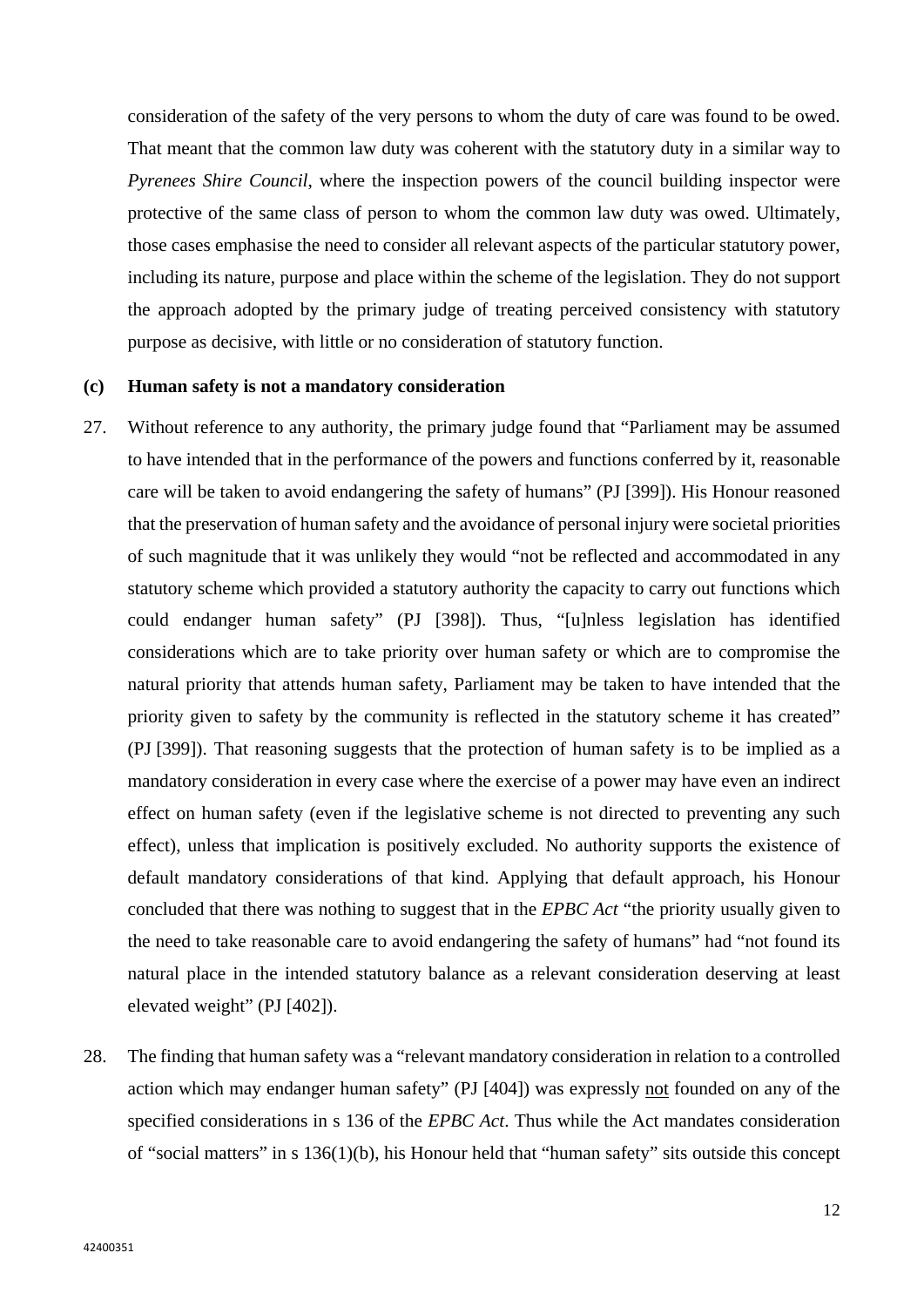consideration of the safety of the very persons to whom the duty of care was found to be owed. That meant that the common law duty was coherent with the statutory duty in a similar way to *Pyrenees Shire Council*, where the inspection powers of the council building inspector were protective of the same class of person to whom the common law duty was owed. Ultimately, those cases emphasise the need to consider all relevant aspects of the particular statutory power, including its nature, purpose and place within the scheme of the legislation. They do not support the approach adopted by the primary judge of treating perceived consistency with statutory purpose as decisive, with little or no consideration of statutory function.

**(c) Human safety is not a mandatory consideration**

27. Without reference to any authority, the primary judge found that "Parliament may be assumed to have intended that in the performance of the powers and functions conferred by it, reasonable care will be taken to avoid endangering the safety of humans" (PJ [399]). His Honour reasoned that the preservation of human safety and the avoidance of personal injury were societal priorities of such magnitude that it was unlikely they would "not be reflected and accommodated in any statutory scheme which provided a statutory authority the capacity to carry out functions which could endanger human safety" (PJ [398]). Thus, "[u]nless legislation has identified considerations which are to take priority over human safety or which are to compromise the natural priority that attends human safety, Parliament may be taken to have intended that the priority given to safety by the community is reflected in the statutory scheme it has created" (PJ [399]). That reasoning suggests that the protection of human safety is to be implied as a mandatory consideration in every case where the exercise of a power may have even an indirect effect on human safety (even if the legislative scheme is not directed to preventing any such effect), unless that implication is positively excluded. No authority supports the existence of default mandatory considerations of that kind. Applying that default approach, his Honour concluded that there was nothing to suggest that in the *EPBC Act* "the priority usually given to the need to take reasonable care to avoid endangering the safety of humans" had "not found its natural place in the intended statutory balance as a relevant consideration deserving at least elevated weight" (PJ [402]).

28. The finding that human safety was a "relevant mandatory consideration in relation to a controlled action which may endanger human safety" (PJ [404]) was expressly <u>not</u> founded on any of the specified considerations in s 136 of the *EPBC Act*. Thus while the Act mandates consideration of "social matters" in s 136(1)(b), his Honour held that "human safety" sits outside this concept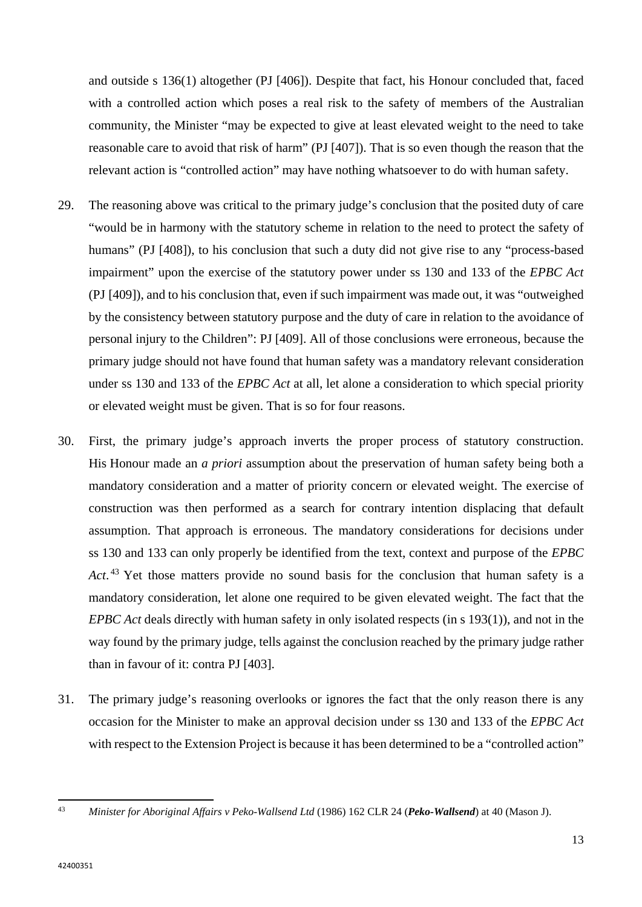and outside s 136(1) altogether (PJ [406]). Despite that fact, his Honour concluded that, faced with a controlled action which poses a real risk to the safety of members of the Australian community, the Minister "may be expected to give at least elevated weight to the need to take reasonable care to avoid that risk of harm" (PJ [407]). That is so even though the reason that the relevant action is "controlled action" may have nothing whatsoever to do with human safety.

29. The reasoning above was critical to the primary judge's conclusion that the posited duty of care "would be in harmony with the statutory scheme in relation to the need to protect the safety of humans" (PJ [408]), to his conclusion that such a duty did not give rise to any "process-based impairment" upon the exercise of the statutory power under ss 130 and 133 of the *EPBC Act* (PJ [409]), and to his conclusion that, even if such impairment was made out, it was "outweighed by the consistency between statutory purpose and the duty of care in relation to the avoidance of personal injury to the Children": PJ [409]. All of those conclusions were erroneous, because the primary judge should not have found that human safety was a mandatory relevant consideration under ss 130 and 133 of the *EPBC Act* at all, let alone a consideration to which special priority or elevated weight must be given. That is so for four reasons.

30. First, the primary judge's approach inverts the proper process of statutory construction. His Honour made an *a priori* assumption about the preservation of human safety being both a mandatory consideration and a matter of priority concern or elevated weight. The exercise of construction was then performed as a search for contrary intention displacing that default assumption. That approach is erroneous. The mandatory considerations for decisions under ss 130 and 133 can only properly be identified from the text, context and purpose of the *EPBC Act*.[43] Yet those matters provide no sound basis for the conclusion that human safety is a mandatory consideration, let alone one required to be given elevated weight. The fact that the *EPBC Act* deals directly with human safety in only isolated respects (in s 193(1)), and not in the way found by the primary judge, tells against the conclusion reached by the primary judge rather than in favour of it: contra PJ [403].

31. The primary judge's reasoning overlooks or ignores the fact that the only reason there is any occasion for the Minister to make an approval decision under ss 130 and 133 of the *EPBC Act* with respect to the Extension Project is because it has been determined to be a "controlled action"

---

[43] *Minister for Aboriginal Affairs v Peko-Wallsend Ltd* (1986) 162 CLR 24 (***Peko-Wallsend***) at 40 (Mason J).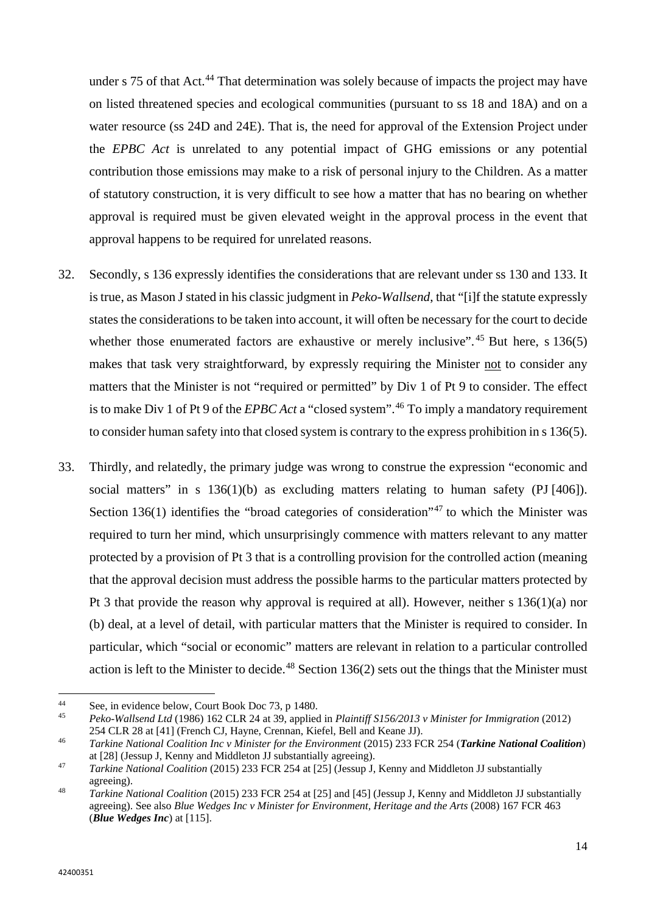under s 75 of that Act.[44] That determination was solely because of impacts the project may have on listed threatened species and ecological communities (pursuant to ss 18 and 18A) and on a water resource (ss 24D and 24E). That is, the need for approval of the Extension Project under the *EPBC Act* is unrelated to any potential impact of GHG emissions or any potential contribution those emissions may make to a risk of personal injury to the Children. As a matter of statutory construction, it is very difficult to see how a matter that has no bearing on whether approval is required must be given elevated weight in the approval process in the event that approval happens to be required for unrelated reasons.

32. Secondly, s 136 expressly identifies the considerations that are relevant under ss 130 and 133. It is true, as Mason J stated in his classic judgment in *Peko-Wallsend*, that "[i]f the statute expressly states the considerations to be taken into account, it will often be necessary for the court to decide whether those enumerated factors are exhaustive or merely inclusive".[45] But here, s 136(5) makes that task very straightforward, by expressly requiring the Minister not to consider any matters that the Minister is not "required or permitted" by Div 1 of Pt 9 to consider. The effect is to make Div 1 of Pt 9 of the *EPBC Act* a "closed system".[46] To imply a mandatory requirement to consider human safety into that closed system is contrary to the express prohibition in s 136(5).

33. Thirdly, and relatedly, the primary judge was wrong to construe the expression "economic and social matters" in s 136(1)(b) as excluding matters relating to human safety (PJ [406]). Section 136(1) identifies the "broad categories of consideration"[47] to which the Minister was required to turn her mind, which unsurprisingly commence with matters relevant to any matter protected by a provision of Pt 3 that is a controlling provision for the controlled action (meaning that the approval decision must address the possible harms to the particular matters protected by Pt 3 that provide the reason why approval is required at all). However, neither s 136(1)(a) nor (b) deal, at a level of detail, with particular matters that the Minister is required to consider. In particular, which "social or economic" matters are relevant in relation to a particular controlled action is left to the Minister to decide.[48] Section 136(2) sets out the things that the Minister must

---

[44] See, in evidence below, Court Book Doc 73, p 1480.

[45] *Peko-Wallsend Ltd* (1986) 162 CLR 24 at 39, applied in *Plaintiff S156/2013 v Minister for Immigration* (2012) 254 CLR 28 at [41] (French CJ, Hayne, Crennan, Kiefel, Bell and Keane JJ).

[46] *Tarkine National Coalition Inc v Minister for the Environment* (2015) 233 FCR 254 (***Tarkine National Coalition***) at [28] (Jessup J, Kenny and Middleton JJ substantially agreeing).

[47] *Tarkine National Coalition* (2015) 233 FCR 254 at [25] (Jessup J, Kenny and Middleton JJ substantially agreeing).

[48] *Tarkine National Coalition* (2015) 233 FCR 254 at [25] and [45] (Jessup J, Kenny and Middleton JJ substantially agreeing). See also *Blue Wedges Inc v Minister for Environment, Heritage and the Arts* (2008) 167 FCR 463 (***Blue Wedges Inc***) at [115].

42400351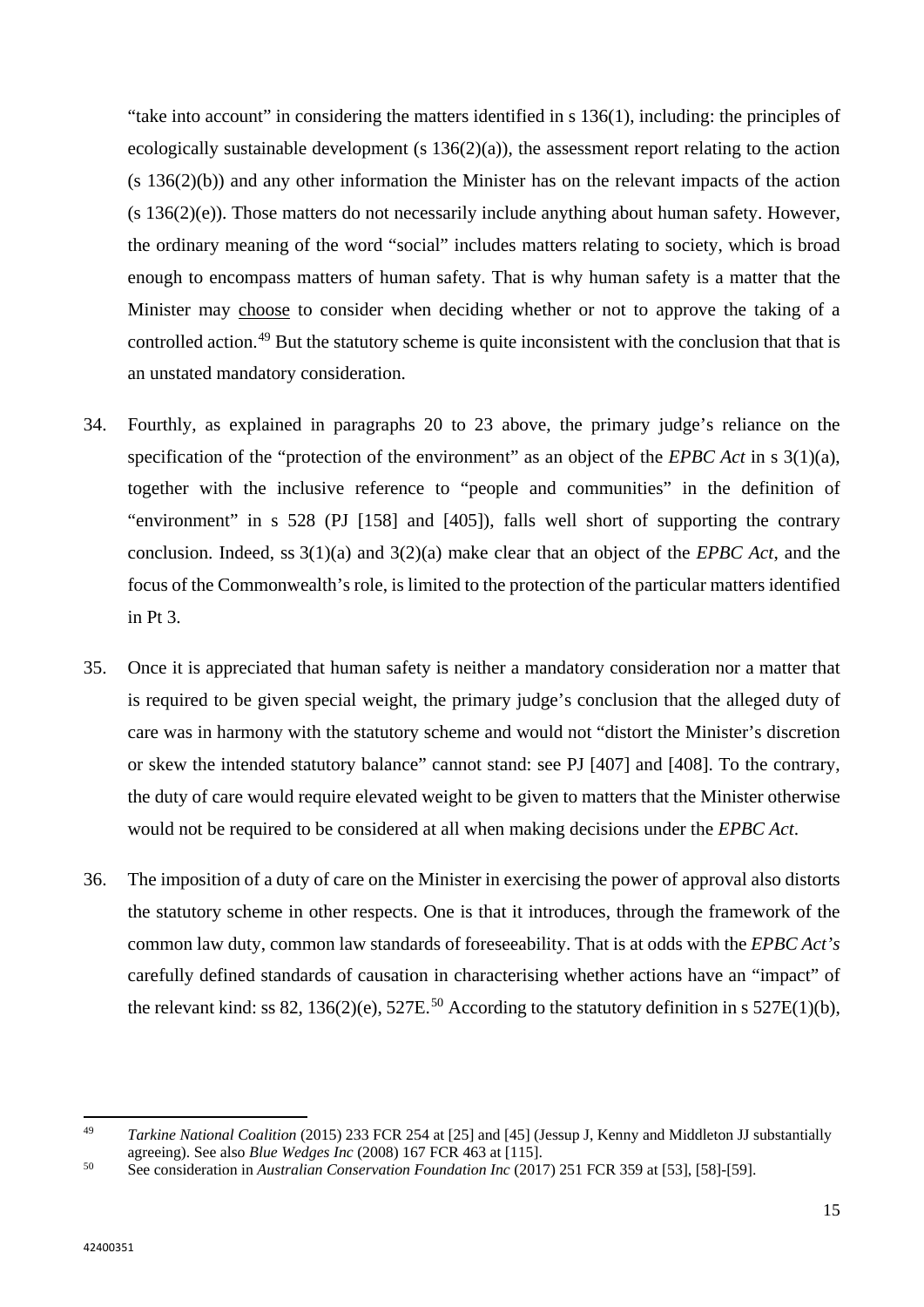"take into account" in considering the matters identified in s 136(1), including: the principles of ecologically sustainable development (s 136(2)(a)), the assessment report relating to the action (s 136(2)(b)) and any other information the Minister has on the relevant impacts of the action (s 136(2)(e)). Those matters do not necessarily include anything about human safety. However, the ordinary meaning of the word "social" includes matters relating to society, which is broad enough to encompass matters of human safety. That is why human safety is a matter that the Minister may <u>choose</u> to consider when deciding whether or not to approve the taking of a controlled action.[49] But the statutory scheme is quite inconsistent with the conclusion that that is an unstated mandatory consideration.

34. Fourthly, as explained in paragraphs 20 to 23 above, the primary judge's reliance on the specification of the "protection of the environment" as an object of the *EPBC Act* in s 3(1)(a), together with the inclusive reference to "people and communities" in the definition of "environment" in s 528 (PJ [158] and [405]), falls well short of supporting the contrary conclusion. Indeed, ss 3(1)(a) and 3(2)(a) make clear that an object of the *EPBC Act*, and the focus of the Commonwealth's role, is limited to the protection of the particular matters identified in Pt 3.

35. Once it is appreciated that human safety is neither a mandatory consideration nor a matter that is required to be given special weight, the primary judge's conclusion that the alleged duty of care was in harmony with the statutory scheme and would not "distort the Minister's discretion or skew the intended statutory balance" cannot stand: see PJ [407] and [408]. To the contrary, the duty of care would require elevated weight to be given to matters that the Minister otherwise would not be required to be considered at all when making decisions under the *EPBC Act*.

36. The imposition of a duty of care on the Minister in exercising the power of approval also distorts the statutory scheme in other respects. One is that it introduces, through the framework of the common law duty, common law standards of foreseeability. That is at odds with the *EPBC Act's* carefully defined standards of causation in characterising whether actions have an "impact" of the relevant kind: ss 82, 136(2)(e), 527E.[50] According to the statutory definition in s 527E(1)(b),

---

[49] *Tarkine National Coalition* (2015) 233 FCR 254 at [25] and [45] (Jessup J, Kenny and Middleton JJ substantially agreeing). See also *Blue Wedges Inc* (2008) 167 FCR 463 at [115].

[50] See consideration in *Australian Conservation Foundation Inc* (2017) 251 FCR 359 at [53], [58]-[59].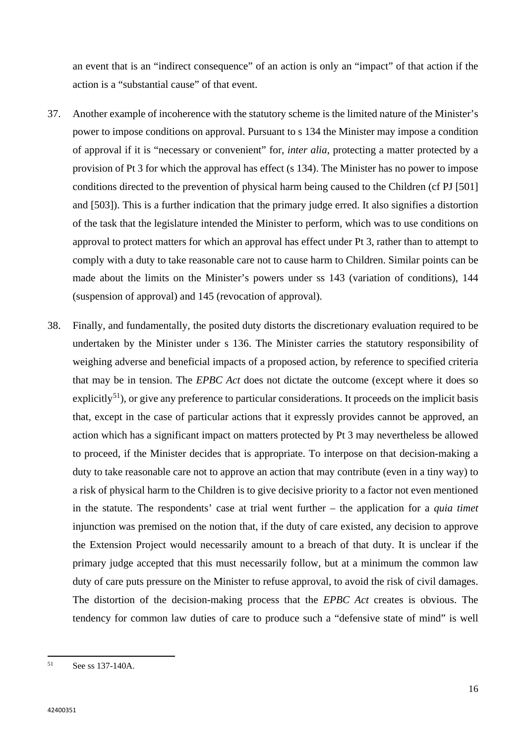an event that is an "indirect consequence" of an action is only an "impact" of that action if the action is a "substantial cause" of that event.

37. Another example of incoherence with the statutory scheme is the limited nature of the Minister's power to impose conditions on approval. Pursuant to s 134 the Minister may impose a condition of approval if it is "necessary or convenient" for, *inter alia*, protecting a matter protected by a provision of Pt 3 for which the approval has effect (s 134). The Minister has no power to impose conditions directed to the prevention of physical harm being caused to the Children (cf PJ [501] and [503]). This is a further indication that the primary judge erred. It also signifies a distortion of the task that the legislature intended the Minister to perform, which was to use conditions on approval to protect matters for which an approval has effect under Pt 3, rather than to attempt to comply with a duty to take reasonable care not to cause harm to Children. Similar points can be made about the limits on the Minister's powers under ss 143 (variation of conditions), 144 (suspension of approval) and 145 (revocation of approval).

38. Finally, and fundamentally, the posited duty distorts the discretionary evaluation required to be undertaken by the Minister under s 136. The Minister carries the statutory responsibility of weighing adverse and beneficial impacts of a proposed action, by reference to specified criteria that may be in tension. The *EPBC Act* does not dictate the outcome (except where it does so explicitly[51]), or give any preference to particular considerations. It proceeds on the implicit basis that, except in the case of particular actions that it expressly provides cannot be approved, an action which has a significant impact on matters protected by Pt 3 may nevertheless be allowed to proceed, if the Minister decides that is appropriate. To interpose on that decision-making a duty to take reasonable care not to approve an action that may contribute (even in a tiny way) to a risk of physical harm to the Children is to give decisive priority to a factor not even mentioned in the statute. The respondents' case at trial went further – the application for a *quia timet* injunction was premised on the notion that, if the duty of care existed, any decision to approve the Extension Project would necessarily amount to a breach of that duty. It is unclear if the primary judge accepted that this must necessarily follow, but at a minimum the common law duty of care puts pressure on the Minister to refuse approval, to avoid the risk of civil damages. The distortion of the decision-making process that the *EPBC Act* creates is obvious. The tendency for common law duties of care to produce such a "defensive state of mind" is well

[51] See ss 137-140A.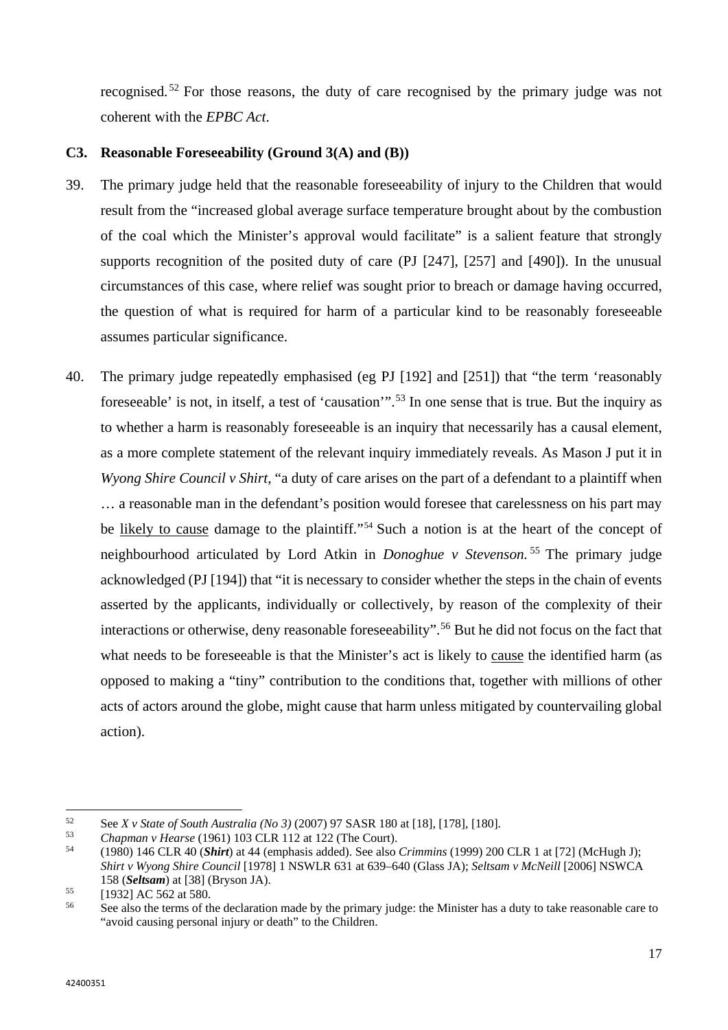recognised.[52] For those reasons, the duty of care recognised by the primary judge was not coherent with the *EPBC Act*.

### C3. Reasonable Foreseeability (Ground 3(A) and (B))

39. The primary judge held that the reasonable foreseeability of injury to the Children that would result from the "increased global average surface temperature brought about by the combustion of the coal which the Minister's approval would facilitate" is a salient feature that strongly supports recognition of the posited duty of care (PJ [247], [257] and [490]). In the unusual circumstances of this case, where relief was sought prior to breach or damage having occurred, the question of what is required for harm of a particular kind to be reasonably foreseeable assumes particular significance.

40. The primary judge repeatedly emphasised (eg PJ [192] and [251]) that "the term 'reasonably foreseeable' is not, in itself, a test of 'causation'".[53] In one sense that is true. But the inquiry as to whether a harm is reasonably foreseeable is an inquiry that necessarily has a causal element, as a more complete statement of the relevant inquiry immediately reveals. As Mason J put it in *Wyong Shire Council v Shirt*, "a duty of care arises on the part of a defendant to a plaintiff when … a reasonable man in the defendant's position would foresee that carelessness on his part may be <u>likely to cause</u> damage to the plaintiff."[54] Such a notion is at the heart of the concept of neighbourhood articulated by Lord Atkin in *Donoghue v Stevenson.*[55] The primary judge acknowledged (PJ [194]) that "it is necessary to consider whether the steps in the chain of events asserted by the applicants, individually or collectively, by reason of the complexity of their interactions or otherwise, deny reasonable foreseeability".[56] But he did not focus on the fact that what needs to be foreseeable is that the Minister's act is likely to <u>cause</u> the identified harm (as opposed to making a "tiny" contribution to the conditions that, together with millions of other acts of actors around the globe, might cause that harm unless mitigated by countervailing global action).

---

[52] See *X v State of South Australia (No 3)* (2007) 97 SASR 180 at [18], [178], [180].

[53] *Chapman v Hearse* (1961) 103 CLR 112 at 122 (The Court).

[54] (1980) 146 CLR 40 (***Shirt***) at 44 (emphasis added). See also *Crimmins* (1999) 200 CLR 1 at [72] (McHugh J); *Shirt v Wyong Shire Council* [1978] 1 NSWLR 631 at 639–640 (Glass JA); *Seltsam v McNeill* [2006] NSWCA 158 (***Seltsam***) at [38] (Bryson JA).

[55] [1932] AC 562 at 580.

[56] See also the terms of the declaration made by the primary judge: the Minister has a duty to take reasonable care to "avoid causing personal injury or death" to the Children.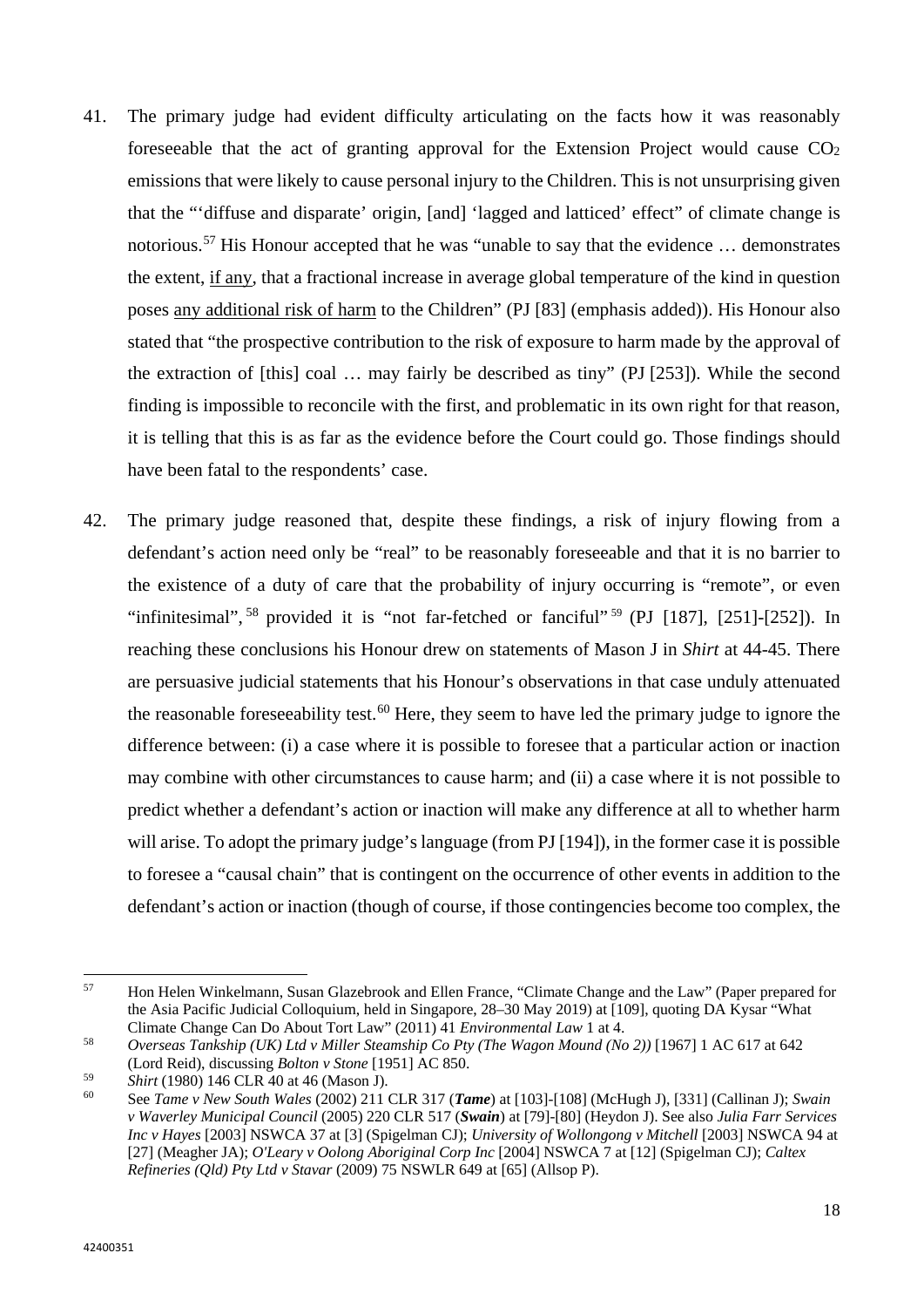41. The primary judge had evident difficulty articulating on the facts how it was reasonably foreseeable that the act of granting approval for the Extension Project would cause $CO_2$ emissions that were likely to cause personal injury to the Children. This is not unsurprising given that the "'diffuse and disparate' origin, [and] 'lagged and latticed' effect" of climate change is notorious.[57] His Honour accepted that he was "unable to say that the evidence … demonstrates the extent, <u>if any</u>, that a fractional increase in average global temperature of the kind in question poses <u>any additional risk of harm</u> to the Children" (PJ [83] (emphasis added)). His Honour also stated that "the prospective contribution to the risk of exposure to harm made by the approval of the extraction of [this] coal … may fairly be described as tiny" (PJ [253]). While the second finding is impossible to reconcile with the first, and problematic in its own right for that reason, it is telling that this is as far as the evidence before the Court could go. Those findings should have been fatal to the respondents' case.

42. The primary judge reasoned that, despite these findings, a risk of injury flowing from a defendant's action need only be "real" to be reasonably foreseeable and that it is no barrier to the existence of a duty of care that the probability of injury occurring is "remote", or even "infinitesimal",[58] provided it is "not far-fetched or fanciful"[59] (PJ [187], [251]-[252]). In reaching these conclusions his Honour drew on statements of Mason J in *Shirt* at 44-45. There are persuasive judicial statements that his Honour's observations in that case unduly attenuated the reasonable foreseeability test.[60] Here, they seem to have led the primary judge to ignore the difference between: (i) a case where it is possible to foresee that a particular action or inaction may combine with other circumstances to cause harm; and (ii) a case where it is not possible to predict whether a defendant's action or inaction will make any difference at all to whether harm will arise. To adopt the primary judge's language (from PJ [194]), in the former case it is possible to foresee a "causal chain" that is contingent on the occurrence of other events in addition to the defendant's action or inaction (though of course, if those contingencies become too complex, the

---

[57] Hon Helen Winkelmann, Susan Glazebrook and Ellen France, "Climate Change and the Law" (Paper prepared for the Asia Pacific Judicial Colloquium, held in Singapore, 28–30 May 2019) at [109], quoting DA Kysar "What Climate Change Can Do About Tort Law" (2011) 41 *Environmental Law* 1 at 4.

[58] *Overseas Tankship (UK) Ltd v Miller Steamship Co Pty (The Wagon Mound (No 2))* [1967] 1 AC 617 at 642 (Lord Reid), discussing *Bolton v Stone* [1951] AC 850.

[59] *Shirt* (1980) 146 CLR 40 at 46 (Mason J).

[60] See *Tame v New South Wales* (2002) 211 CLR 317 (***Tame***) at [103]-[108] (McHugh J), [331] (Callinan J); *Swain v Waverley Municipal Council* (2005) 220 CLR 517 (***Swain***) at [79]-[80] (Heydon J). See also *Julia Farr Services Inc v Hayes* [2003] NSWCA 37 at [3] (Spigelman CJ); *University of Wollongong v Mitchell* [2003] NSWCA 94 at [27] (Meagher JA); *O'Leary v Oolong Aboriginal Corp Inc* [2004] NSWCA 7 at [12] (Spigelman CJ); *Caltex Refineries (Qld) Pty Ltd v Stavar* (2009) 75 NSWLR 649 at [65] (Allsop P).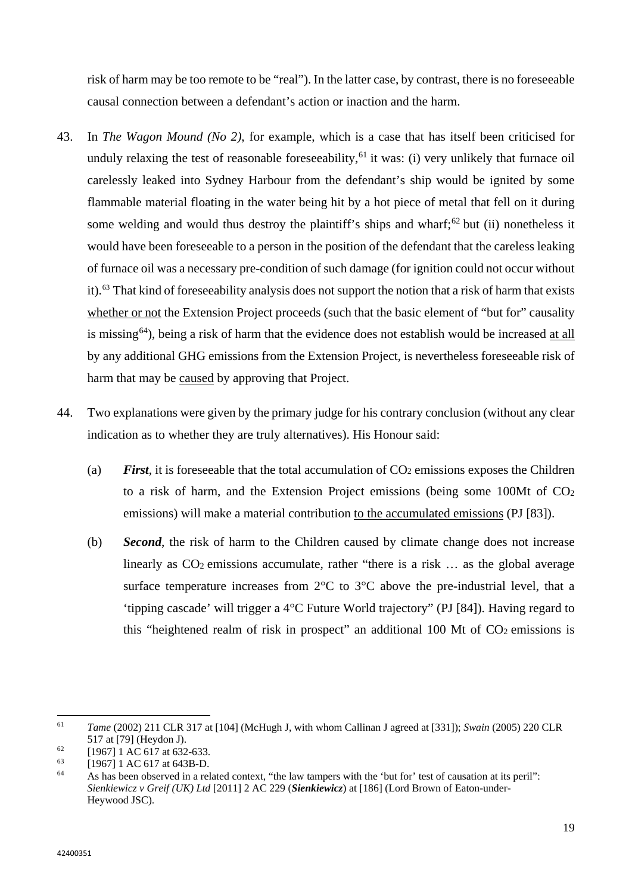risk of harm may be too remote to be "real"). In the latter case, by contrast, there is no foreseeable causal connection between a defendant's action or inaction and the harm.

43. In *The Wagon Mound (No 2)*, for example, which is a case that has itself been criticised for unduly relaxing the test of reasonable foreseeability,[61] it was: (i) very unlikely that furnace oil carelessly leaked into Sydney Harbour from the defendant's ship would be ignited by some flammable material floating in the water being hit by a hot piece of metal that fell on it during some welding and would thus destroy the plaintiff's ships and wharf;[62] but (ii) nonetheless it would have been foreseeable to a person in the position of the defendant that the careless leaking of furnace oil was a necessary pre-condition of such damage (for ignition could not occur without it).[63] That kind of foreseeability analysis does not support the notion that a risk of harm that exists <u>whether or not</u> the Extension Project proceeds (such that the basic element of "but for" causality is missing[64]), being a risk of harm that the evidence does not establish would be increased <u>at all</u> by any additional GHG emissions from the Extension Project, is nevertheless foreseeable risk of harm that may be <u>caused</u> by approving that Project.

44. Two explanations were given by the primary judge for his contrary conclusion (without any clear indication as to whether they are truly alternatives). His Honour said:

   (a) ***First***, it is foreseeable that the total accumulation of $CO_2$ emissions exposes the Children to a risk of harm, and the Extension Project emissions (being some 100Mt of $CO_2$ emissions) will make a material contribution <u>to the accumulated emissions</u> (PJ [83]).

   (b) ***Second***, the risk of harm to the Children caused by climate change does not increase linearly as $CO_2$ emissions accumulate, rather "there is a risk … as the global average surface temperature increases from 2°C to 3°C above the pre-industrial level, that a 'tipping cascade' will trigger a 4°C Future World trajectory" (PJ [84]). Having regard to this "heightened realm of risk in prospect" an additional 100 Mt of $CO_2$ emissions is

---

[61] *Tame* (2002) 211 CLR 317 at [104] (McHugh J, with whom Callinan J agreed at [331]); *Swain* (2005) 220 CLR 517 at [79] (Heydon J).

[62] [1967] 1 AC 617 at 632-633.

[63] [1967] 1 AC 617 at 643B-D.

[64] As has been observed in a related context, "the law tampers with the 'but for' test of causation at its peril": *Sienkiewicz v Greif (UK) Ltd* [2011] 2 AC 229 (***Sienkiewicz***) at [186] (Lord Brown of Eaton-under-Heywood JSC).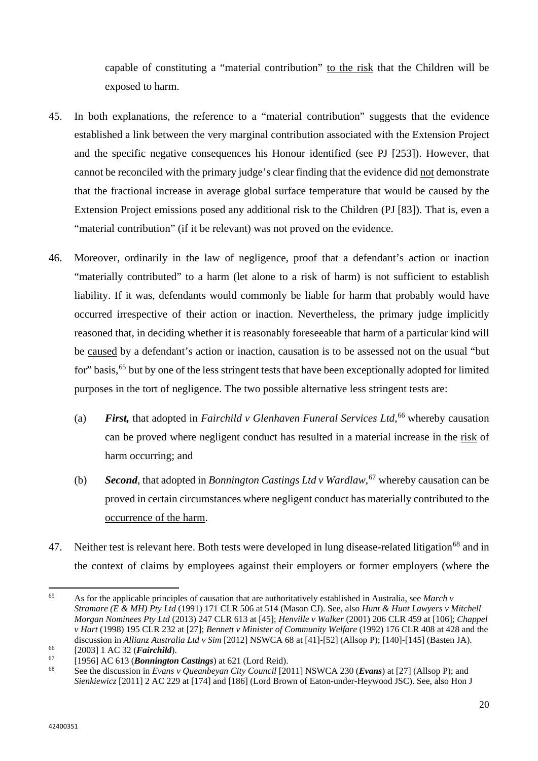capable of constituting a "material contribution" <u>to the risk</u> that the Children will be exposed to harm.

45. In both explanations, the reference to a "material contribution" suggests that the evidence established a link between the very marginal contribution associated with the Extension Project and the specific negative consequences his Honour identified (see PJ [253]). However, that cannot be reconciled with the primary judge's clear finding that the evidence did <u>not</u> demonstrate that the fractional increase in average global surface temperature that would be caused by the Extension Project emissions posed any additional risk to the Children (PJ [83]). That is, even a "material contribution" (if it be relevant) was not proved on the evidence.

46. Moreover, ordinarily in the law of negligence, proof that a defendant's action or inaction "materially contributed" to a harm (let alone to a risk of harm) is not sufficient to establish liability. If it was, defendants would commonly be liable for harm that probably would have occurred irrespective of their action or inaction. Nevertheless, the primary judge implicitly reasoned that, in deciding whether it is reasonably foreseeable that harm of a particular kind will be <u>caused</u> by a defendant's action or inaction, causation is to be assessed not on the usual "but for" basis,[65] but by one of the less stringent tests that have been exceptionally adopted for limited purposes in the tort of negligence. The two possible alternative less stringent tests are:

   (a) ***First,*** that adopted in *Fairchild v Glenhaven Funeral Services Ltd*,[66] whereby causation can be proved where negligent conduct has resulted in a material increase in the <u>risk</u> of harm occurring; and

   (b) ***Second***, that adopted in *Bonnington Castings Ltd v Wardlaw*,[67] whereby causation can be proved in certain circumstances where negligent conduct has materially contributed to the <u>occurrence of the harm</u>.

47. Neither test is relevant here. Both tests were developed in lung disease-related litigation[68] and in the context of claims by employees against their employers or former employers (where the

---

[65] As for the applicable principles of causation that are authoritatively established in Australia, see *March v Stramare (E & MH) Pty Ltd* (1991) 171 CLR 506 at 514 (Mason CJ). See, also *Hunt & Hunt Lawyers v Mitchell Morgan Nominees Pty Ltd* (2013) 247 CLR 613 at [45]; *Henville v Walker* (2001) 206 CLR 459 at [106]; *Chappel v Hart* (1998) 195 CLR 232 at [27]; *Bennett v Minister of Community Welfare* (1992) 176 CLR 408 at 428 and the discussion in *Allianz Australia Ltd v Sim* [2012] NSWCA 68 at [41]-[52] (Allsop P); [140]-[145] (Basten JA).

[66] [2003] 1 AC 32 (***Fairchild***).

[67] [1956] AC 613 (***Bonnington Castings***) at 621 (Lord Reid).

[68] See the discussion in *Evans v Queanbeyan City Council* [2011] NSWCA 230 (***Evans***) at [27] (Allsop P); and *Sienkiewicz* [2011] 2 AC 229 at [174] and [186] (Lord Brown of Eaton-under-Heywood JSC). See, also Hon J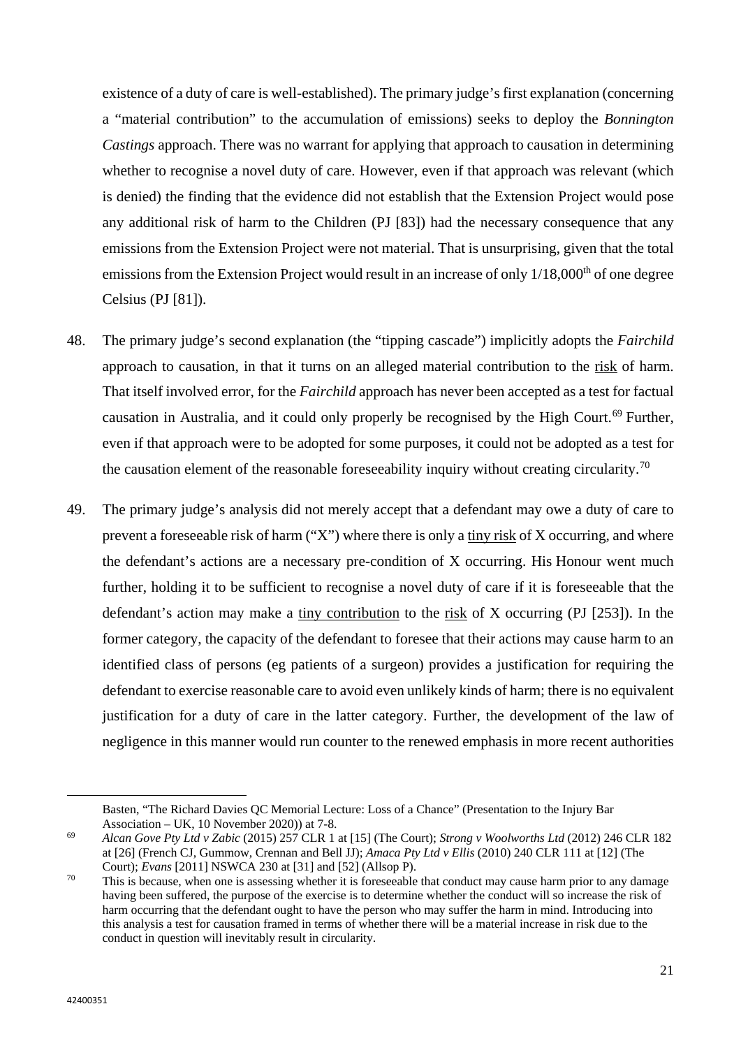existence of a duty of care is well-established). The primary judge's first explanation (concerning a "material contribution" to the accumulation of emissions) seeks to deploy the *Bonnington Castings* approach. There was no warrant for applying that approach to causation in determining whether to recognise a novel duty of care. However, even if that approach was relevant (which is denied) the finding that the evidence did not establish that the Extension Project would pose any additional risk of harm to the Children (PJ [83]) had the necessary consequence that any emissions from the Extension Project were not material. That is unsurprising, given that the total emissions from the Extension Project would result in an increase of only 1/18,000$^{th}$ of one degree Celsius (PJ [81]).

48. The primary judge's second explanation (the "tipping cascade") implicitly adopts the *Fairchild* approach to causation, in that it turns on an alleged material contribution to the risk of harm. That itself involved error, for the *Fairchild* approach has never been accepted as a test for factual causation in Australia, and it could only properly be recognised by the High Court.[69] Further, even if that approach were to be adopted for some purposes, it could not be adopted as a test for the causation element of the reasonable foreseeability inquiry without creating circularity.[70]

49. The primary judge's analysis did not merely accept that a defendant may owe a duty of care to prevent a foreseeable risk of harm ("X") where there is only a tiny risk of X occurring, and where the defendant's actions are a necessary pre-condition of X occurring. His Honour went much further, holding it to be sufficient to recognise a novel duty of care if it is foreseeable that the defendant's action may make a tiny contribution to the risk of X occurring (PJ [253]). In the former category, the capacity of the defendant to foresee that their actions may cause harm to an identified class of persons (eg patients of a surgeon) provides a justification for requiring the defendant to exercise reasonable care to avoid even unlikely kinds of harm; there is no equivalent justification for a duty of care in the latter category. Further, the development of the law of negligence in this manner would run counter to the renewed emphasis in more recent authorities

---

Basten, "The Richard Davies QC Memorial Lecture: Loss of a Chance" (Presentation to the Injury Bar Association – UK, 10 November 2020)) at 7-8.

[69] *Alcan Gove Pty Ltd v Zabic* (2015) 257 CLR 1 at [15] (The Court); *Strong v Woolworths Ltd* (2012) 246 CLR 182 at [26] (French CJ, Gummow, Crennan and Bell JJ); *Amaca Pty Ltd v Ellis* (2010) 240 CLR 111 at [12] (The Court); *Evans* [2011] NSWCA 230 at [31] and [52] (Allsop P).

[70] This is because, when one is assessing whether it is foreseeable that conduct may cause harm prior to any damage having been suffered, the purpose of the exercise is to determine whether the conduct will so increase the risk of harm occurring that the defendant ought to have the person who may suffer the harm in mind. Introducing into this analysis a test for causation framed in terms of whether there will be a material increase in risk due to the conduct in question will inevitably result in circularity.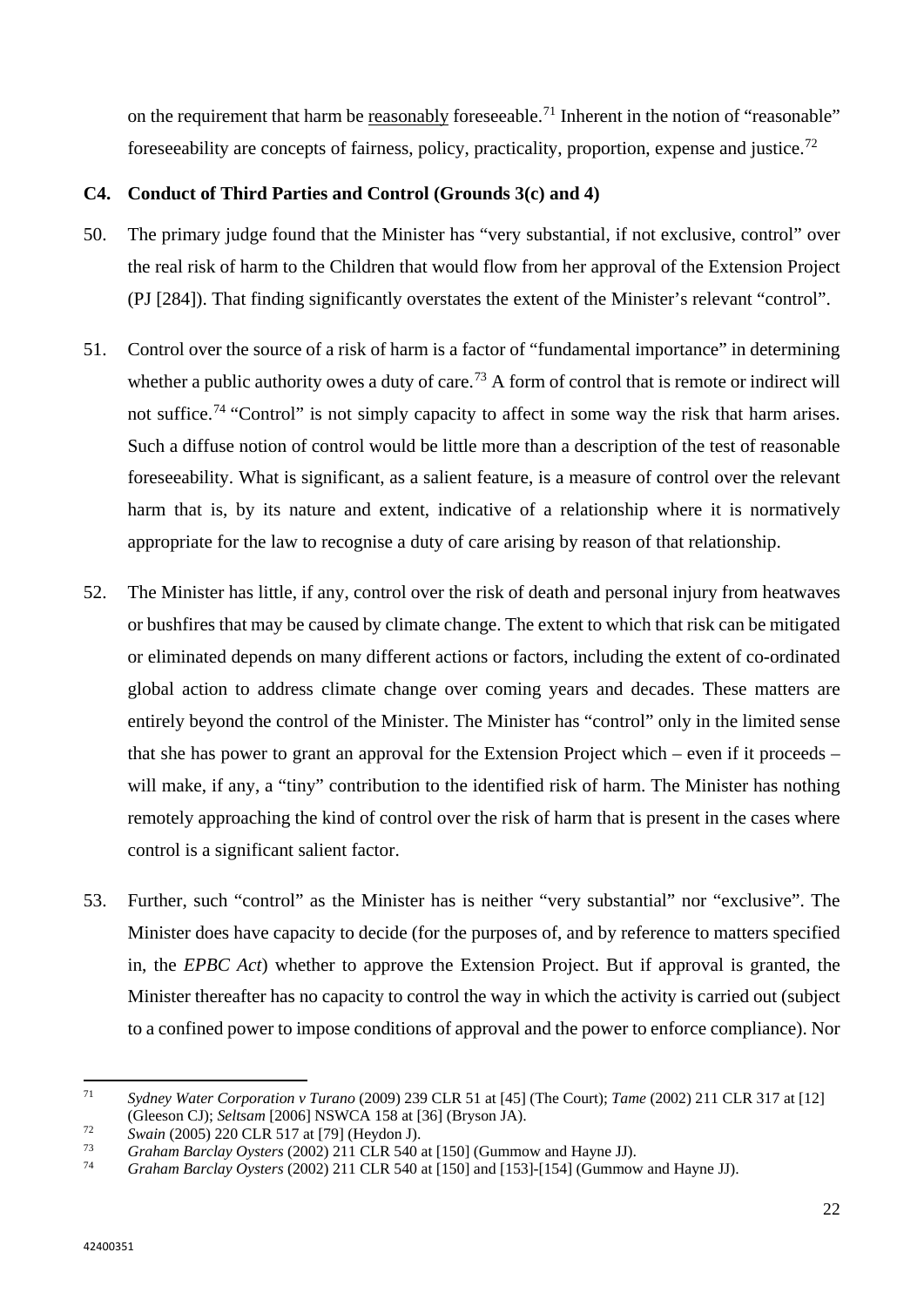on the requirement that harm be <u>reasonably</u> foreseeable.[71] Inherent in the notion of "reasonable" foreseeability are concepts of fairness, policy, practicality, proportion, expense and justice.[72]

### C4. Conduct of Third Parties and Control (Grounds 3(c) and 4)

50. The primary judge found that the Minister has "very substantial, if not exclusive, control" over the real risk of harm to the Children that would flow from her approval of the Extension Project (PJ [284]). That finding significantly overstates the extent of the Minister's relevant "control".

51. Control over the source of a risk of harm is a factor of "fundamental importance" in determining whether a public authority owes a duty of care.[73] A form of control that is remote or indirect will not suffice.[74] "Control" is not simply capacity to affect in some way the risk that harm arises. Such a diffuse notion of control would be little more than a description of the test of reasonable foreseeability. What is significant, as a salient feature, is a measure of control over the relevant harm that is, by its nature and extent, indicative of a relationship where it is normatively appropriate for the law to recognise a duty of care arising by reason of that relationship.

52. The Minister has little, if any, control over the risk of death and personal injury from heatwaves or bushfires that may be caused by climate change. The extent to which that risk can be mitigated or eliminated depends on many different actions or factors, including the extent of co-ordinated global action to address climate change over coming years and decades. These matters are entirely beyond the control of the Minister. The Minister has "control" only in the limited sense that she has power to grant an approval for the Extension Project which – even if it proceeds – will make, if any, a "tiny" contribution to the identified risk of harm. The Minister has nothing remotely approaching the kind of control over the risk of harm that is present in the cases where control is a significant salient factor.

53. Further, such "control" as the Minister has is neither "very substantial" nor "exclusive". The Minister does have capacity to decide (for the purposes of, and by reference to matters specified in, the *EPBC Act*) whether to approve the Extension Project. But if approval is granted, the Minister thereafter has no capacity to control the way in which the activity is carried out (subject to a confined power to impose conditions of approval and the power to enforce compliance). Nor

---

[71] *Sydney Water Corporation v Turano* (2009) 239 CLR 51 at [45] (The Court); *Tame* (2002) 211 CLR 317 at [12] (Gleeson CJ); *Seltsam* [2006] NSWCA 158 at [36] (Bryson JA).

[72] *Swain* (2005) 220 CLR 517 at [79] (Heydon J).

[73] *Graham Barclay Oysters* (2002) 211 CLR 540 at [150] (Gummow and Hayne JJ).

[74] *Graham Barclay Oysters* (2002) 211 CLR 540 at [150] and [153]-[154] (Gummow and Hayne JJ).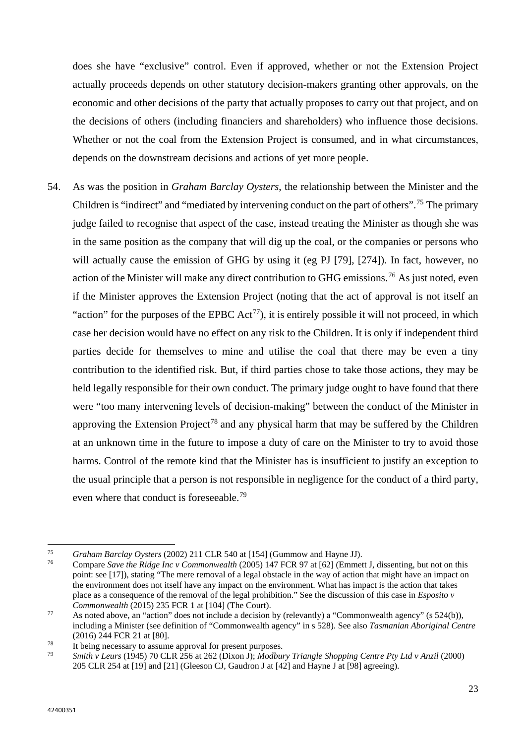does she have "exclusive" control. Even if approved, whether or not the Extension Project actually proceeds depends on other statutory decision-makers granting other approvals, on the economic and other decisions of the party that actually proposes to carry out that project, and on the decisions of others (including financiers and shareholders) who influence those decisions. Whether or not the coal from the Extension Project is consumed, and in what circumstances, depends on the downstream decisions and actions of yet more people.

54. As was the position in *Graham Barclay Oysters*, the relationship between the Minister and the Children is "indirect" and "mediated by intervening conduct on the part of others".[75] The primary judge failed to recognise that aspect of the case, instead treating the Minister as though she was in the same position as the company that will dig up the coal, or the companies or persons who will actually cause the emission of GHG by using it (eg PJ [79], [274]). In fact, however, no action of the Minister will make any direct contribution to GHG emissions.[76] As just noted, even if the Minister approves the Extension Project (noting that the act of approval is not itself an "action" for the purposes of the EPBC Act[77]), it is entirely possible it will not proceed, in which case her decision would have no effect on any risk to the Children. It is only if independent third parties decide for themselves to mine and utilise the coal that there may be even a tiny contribution to the identified risk. But, if third parties chose to take those actions, they may be held legally responsible for their own conduct. The primary judge ought to have found that there were "too many intervening levels of decision-making" between the conduct of the Minister in approving the Extension Project[78] and any physical harm that may be suffered by the Children at an unknown time in the future to impose a duty of care on the Minister to try to avoid those harms. Control of the remote kind that the Minister has is insufficient to justify an exception to the usual principle that a person is not responsible in negligence for the conduct of a third party, even where that conduct is foreseeable.[79]

---

[75] *Graham Barclay Oysters* (2002) 211 CLR 540 at [154] (Gummow and Hayne JJ).

[76] Compare *Save the Ridge Inc v Commonwealth* (2005) 147 FCR 97 at [62] (Emmett J, dissenting, but not on this point: see [17]), stating "The mere removal of a legal obstacle in the way of action that might have an impact on the environment does not itself have any impact on the environment. What has impact is the action that takes place as a consequence of the removal of the legal prohibition." See the discussion of this case in *Esposito v Commonwealth* (2015) 235 FCR 1 at [104] (The Court).

[77] As noted above, an "action" does not include a decision by (relevantly) a "Commonwealth agency" (s 524(b)), including a Minister (see definition of "Commonwealth agency" in s 528). See also *Tasmanian Aboriginal Centre* (2016) 244 FCR 21 at [80].

[78] It being necessary to assume approval for present purposes.

[79] *Smith v Leurs* (1945) 70 CLR 256 at 262 (Dixon J); *Modbury Triangle Shopping Centre Pty Ltd v Anzil* (2000) 205 CLR 254 at [19] and [21] (Gleeson CJ, Gaudron J at [42] and Hayne J at [98] agreeing).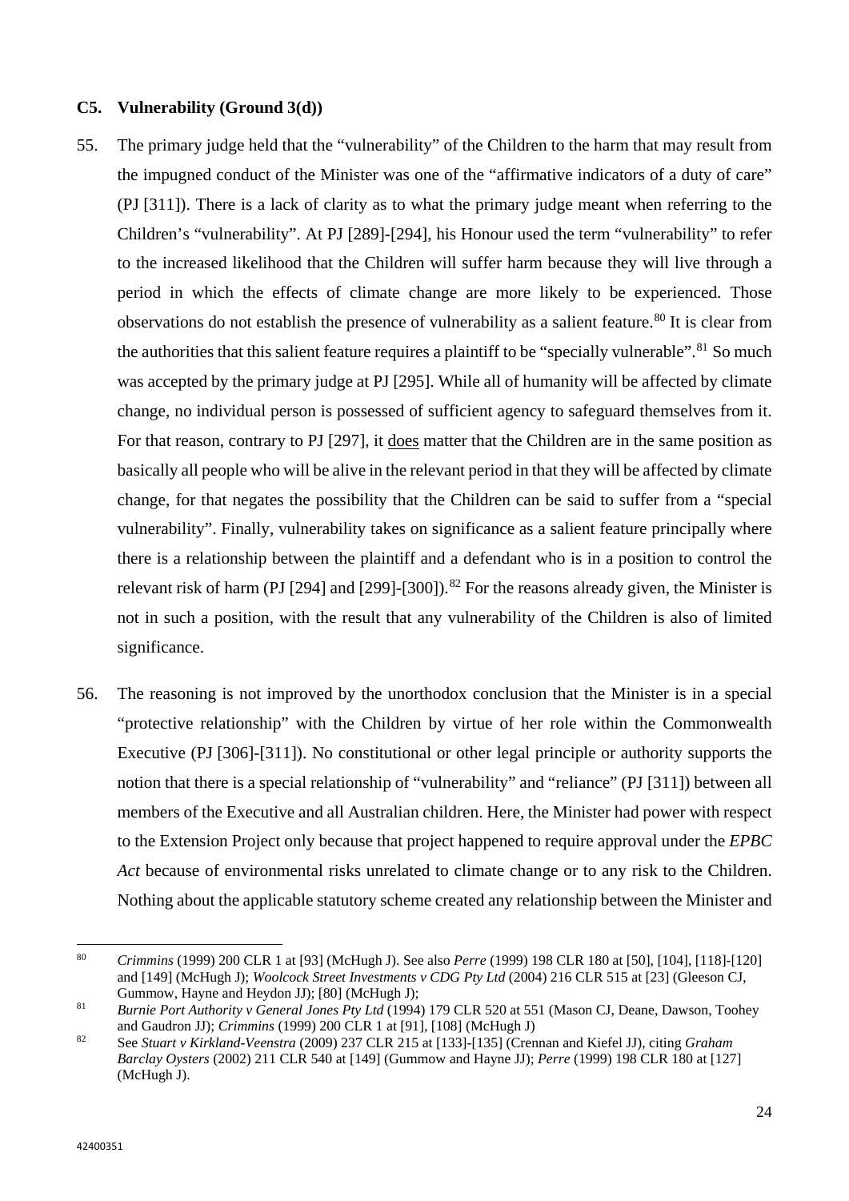### C5. Vulnerability (Ground 3(d))

55. The primary judge held that the "vulnerability" of the Children to the harm that may result from the impugned conduct of the Minister was one of the "affirmative indicators of a duty of care" (PJ [311]). There is a lack of clarity as to what the primary judge meant when referring to the Children's "vulnerability". At PJ [289]-[294], his Honour used the term "vulnerability" to refer to the increased likelihood that the Children will suffer harm because they will live through a period in which the effects of climate change are more likely to be experienced. Those observations do not establish the presence of vulnerability as a salient feature.[80] It is clear from the authorities that this salient feature requires a plaintiff to be "specially vulnerable".[81] So much was accepted by the primary judge at PJ [295]. While all of humanity will be affected by climate change, no individual person is possessed of sufficient agency to safeguard themselves from it. For that reason, contrary to PJ [297], it <u>does</u> matter that the Children are in the same position as basically all people who will be alive in the relevant period in that they will be affected by climate change, for that negates the possibility that the Children can be said to suffer from a "special vulnerability". Finally, vulnerability takes on significance as a salient feature principally where there is a relationship between the plaintiff and a defendant who is in a position to control the relevant risk of harm (PJ [294] and [299]-[300]).[82] For the reasons already given, the Minister is not in such a position, with the result that any vulnerability of the Children is also of limited significance.

56. The reasoning is not improved by the unorthodox conclusion that the Minister is in a special "protective relationship" with the Children by virtue of her role within the Commonwealth Executive (PJ [306]-[311]). No constitutional or other legal principle or authority supports the notion that there is a special relationship of "vulnerability" and "reliance" (PJ [311]) between all members of the Executive and all Australian children. Here, the Minister had power with respect to the Extension Project only because that project happened to require approval under the *EPBC Act* because of environmental risks unrelated to climate change or to any risk to the Children. Nothing about the applicable statutory scheme created any relationship between the Minister and

---

[80] *Crimmins* (1999) 200 CLR 1 at [93] (McHugh J). See also *Perre* (1999) 198 CLR 180 at [50], [104], [118]-[120] and [149] (McHugh J); *Woolcock Street Investments v CDG Pty Ltd* (2004) 216 CLR 515 at [23] (Gleeson CJ, Gummow, Hayne and Heydon JJ); [80] (McHugh J);

[81] *Burnie Port Authority v General Jones Pty Ltd* (1994) 179 CLR 520 at 551 (Mason CJ, Deane, Dawson, Toohey and Gaudron JJ); *Crimmins* (1999) 200 CLR 1 at [91], [108] (McHugh J)

[82] See *Stuart v Kirkland-Veenstra* (2009) 237 CLR 215 at [133]-[135] (Crennan and Kiefel JJ), citing *Graham Barclay Oysters* (2002) 211 CLR 540 at [149] (Gummow and Hayne JJ); *Perre* (1999) 198 CLR 180 at [127] (McHugh J).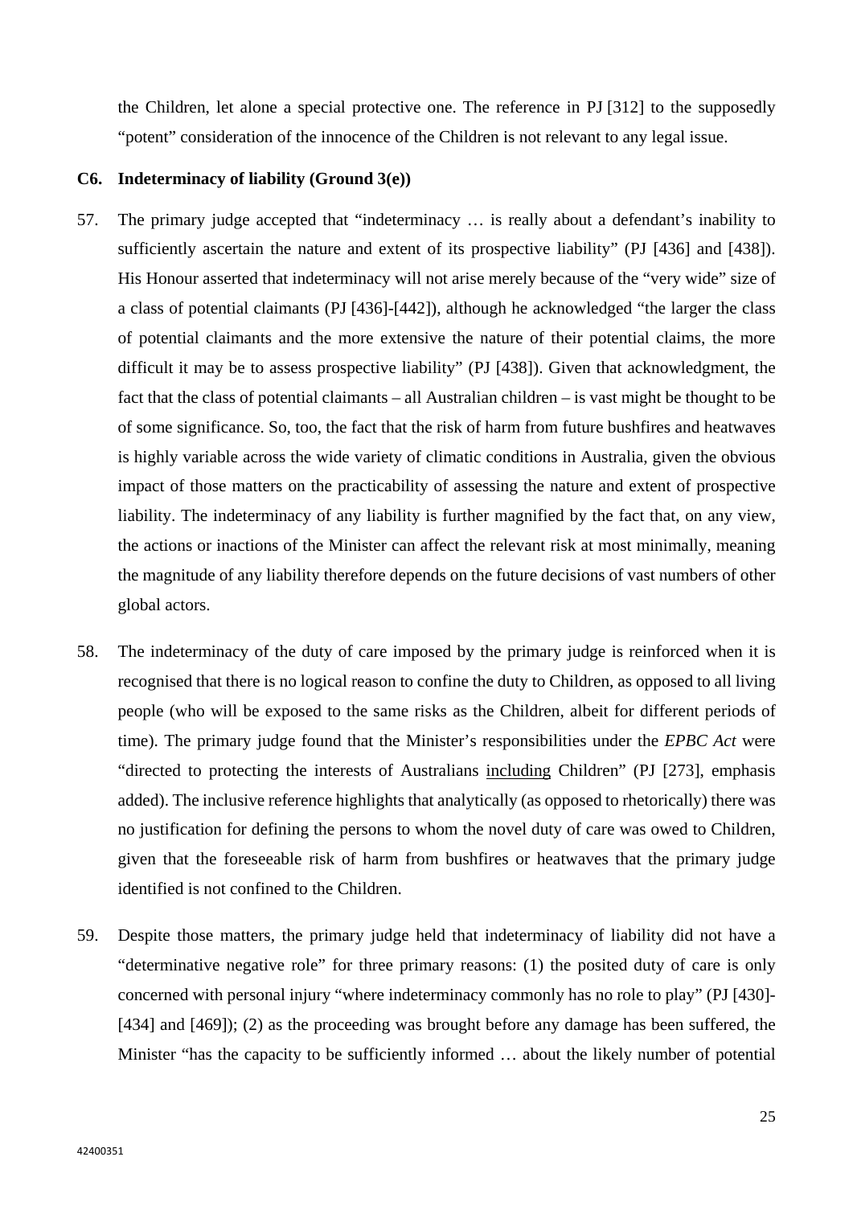the Children, let alone a special protective one. The reference in PJ [312] to the supposedly "potent" consideration of the innocence of the Children is not relevant to any legal issue.

### C6. Indeterminacy of liability (Ground 3(e))

57. The primary judge accepted that "indeterminacy … is really about a defendant's inability to sufficiently ascertain the nature and extent of its prospective liability" (PJ [436] and [438]). His Honour asserted that indeterminacy will not arise merely because of the "very wide" size of a class of potential claimants (PJ [436]-[442]), although he acknowledged "the larger the class of potential claimants and the more extensive the nature of their potential claims, the more difficult it may be to assess prospective liability" (PJ [438]). Given that acknowledgment, the fact that the class of potential claimants – all Australian children – is vast might be thought to be of some significance. So, too, the fact that the risk of harm from future bushfires and heatwaves is highly variable across the wide variety of climatic conditions in Australia, given the obvious impact of those matters on the practicability of assessing the nature and extent of prospective liability. The indeterminacy of any liability is further magnified by the fact that, on any view, the actions or inactions of the Minister can affect the relevant risk at most minimally, meaning the magnitude of any liability therefore depends on the future decisions of vast numbers of other global actors.

58. The indeterminacy of the duty of care imposed by the primary judge is reinforced when it is recognised that there is no logical reason to confine the duty to Children, as opposed to all living people (who will be exposed to the same risks as the Children, albeit for different periods of time). The primary judge found that the Minister's responsibilities under the *EPBC Act* were "directed to protecting the interests of Australians <u>including</u> Children" (PJ [273], emphasis added). The inclusive reference highlights that analytically (as opposed to rhetorically) there was no justification for defining the persons to whom the novel duty of care was owed to Children, given that the foreseeable risk of harm from bushfires or heatwaves that the primary judge identified is not confined to the Children.

59. Despite those matters, the primary judge held that indeterminacy of liability did not have a "determinative negative role" for three primary reasons: (1) the posited duty of care is only concerned with personal injury "where indeterminacy commonly has no role to play" (PJ [430]-[434] and [469]); (2) as the proceeding was brought before any damage has been suffered, the Minister "has the capacity to be sufficiently informed … about the likely number of potential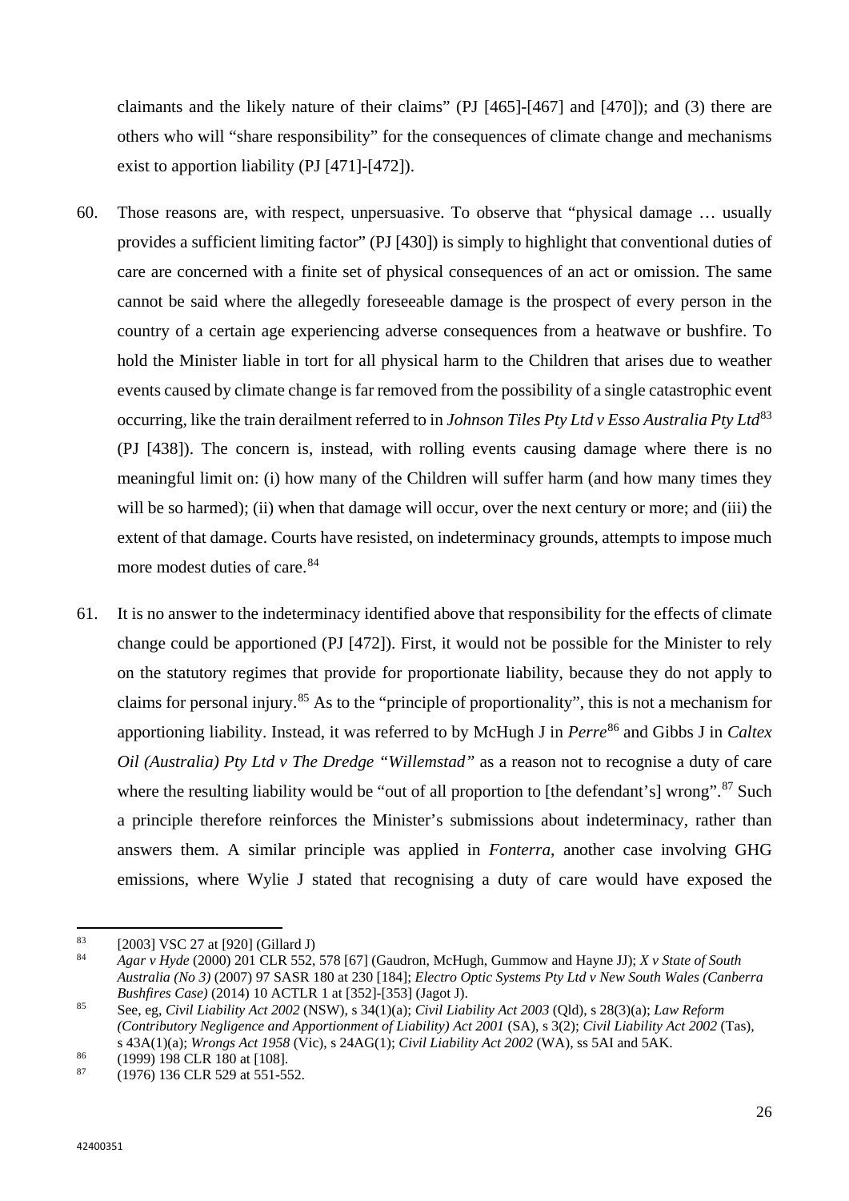claimants and the likely nature of their claims" (PJ [465]-[467] and [470]); and (3) there are others who will "share responsibility" for the consequences of climate change and mechanisms exist to apportion liability (PJ [471]-[472]).

60. Those reasons are, with respect, unpersuasive. To observe that "physical damage … usually provides a sufficient limiting factor" (PJ [430]) is simply to highlight that conventional duties of care are concerned with a finite set of physical consequences of an act or omission. The same cannot be said where the allegedly foreseeable damage is the prospect of every person in the country of a certain age experiencing adverse consequences from a heatwave or bushfire. To hold the Minister liable in tort for all physical harm to the Children that arises due to weather events caused by climate change is far removed from the possibility of a single catastrophic event occurring, like the train derailment referred to in *Johnson Tiles Pty Ltd v Esso Australia Pty Ltd*[83] (PJ [438]). The concern is, instead, with rolling events causing damage where there is no meaningful limit on: (i) how many of the Children will suffer harm (and how many times they will be so harmed); (ii) when that damage will occur, over the next century or more; and (iii) the extent of that damage. Courts have resisted, on indeterminacy grounds, attempts to impose much more modest duties of care.[84]

61. It is no answer to the indeterminacy identified above that responsibility for the effects of climate change could be apportioned (PJ [472]). First, it would not be possible for the Minister to rely on the statutory regimes that provide for proportionate liability, because they do not apply to claims for personal injury.[85] As to the "principle of proportionality", this is not a mechanism for apportioning liability. Instead, it was referred to by McHugh J in *Perre*[86] and Gibbs J in *Caltex Oil (Australia) Pty Ltd v The Dredge "Willemstad"* as a reason not to recognise a duty of care where the resulting liability would be "out of all proportion to [the defendant's] wrong".[87] Such a principle therefore reinforces the Minister's submissions about indeterminacy, rather than answers them. A similar principle was applied in *Fonterra*, another case involving GHG emissions, where Wylie J stated that recognising a duty of care would have exposed the

---

[83] [2003] VSC 27 at [920] (Gillard J)

[84] *Agar v Hyde* (2000) 201 CLR 552, 578 [67] (Gaudron, McHugh, Gummow and Hayne JJ); *X v State of South Australia (No 3)* (2007) 97 SASR 180 at 230 [184]; *Electro Optic Systems Pty Ltd v New South Wales (Canberra Bushfires Case)* (2014) 10 ACTLR 1 at [352]-[353] (Jagot J).

[85] See, eg, *Civil Liability Act 2002* (NSW), s 34(1)(a); *Civil Liability Act 2003* (Qld), s 28(3)(a); *Law Reform (Contributory Negligence and Apportionment of Liability) Act 2001* (SA), s 3(2); *Civil Liability Act 2002* (Tas), s 43A(1)(a); *Wrongs Act 1958* (Vic), s 24AG(1); *Civil Liability Act 2002* (WA), ss 5AI and 5AK.

[86] (1999) 198 CLR 180 at [108].

[87] (1976) 136 CLR 529 at 551-552.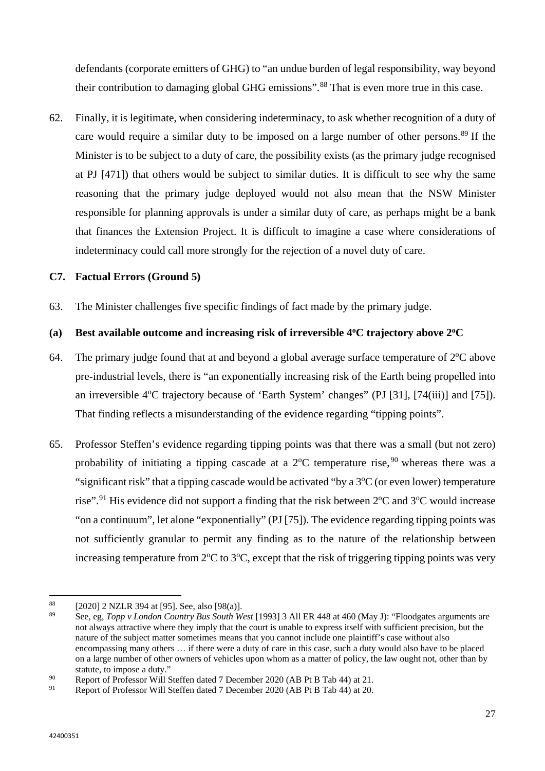defendants (corporate emitters of GHG) to "an undue burden of legal responsibility, way beyond their contribution to damaging global GHG emissions".[88] That is even more true in this case.

62. Finally, it is legitimate, when considering indeterminacy, to ask whether recognition of a duty of care would require a similar duty to be imposed on a large number of other persons.[89] If the Minister is to be subject to a duty of care, the possibility exists (as the primary judge recognised at PJ [471]) that others would be subject to similar duties. It is difficult to see why the same reasoning that the primary judge deployed would not also mean that the NSW Minister responsible for planning approvals is under a similar duty of care, as perhaps might be a bank that finances the Extension Project. It is difficult to imagine a case where considerations of indeterminacy could call more strongly for the rejection of a novel duty of care.

### C7. Factual Errors (Ground 5)

63. The Minister challenges five specific findings of fact made by the primary judge.

#### (a) Best available outcome and increasing risk of irreversible 4°C trajectory above 2°C

64. The primary judge found that at and beyond a global average surface temperature of 2°C above pre-industrial levels, there is "an exponentially increasing risk of the Earth being propelled into an irreversible 4°C trajectory because of 'Earth System' changes" (PJ [31], [74(iii)] and [75]). That finding reflects a misunderstanding of the evidence regarding "tipping points".

65. Professor Steffen's evidence regarding tipping points was that there was a small (but not zero) probability of initiating a tipping cascade at a 2°C temperature rise,[90] whereas there was a "significant risk" that a tipping cascade would be activated "by a 3°C (or even lower) temperature rise".[91] His evidence did not support a finding that the risk between 2°C and 3°C would increase "on a continuum", let alone "exponentially" (PJ [75]). The evidence regarding tipping points was not sufficiently granular to permit any finding as to the nature of the relationship between increasing temperature from 2°C to 3°C, except that the risk of triggering tipping points was very

---

[88] [2020] 2 NZLR 394 at [95]. See, also [98(a)].

[89] See, eg, *Topp v London Country Bus South West* [1993] 3 All ER 448 at 460 (May J): "Floodgates arguments are not always attractive where they imply that the court is unable to express itself with sufficient precision, but the nature of the subject matter sometimes means that you cannot include one plaintiff's case without also encompassing many others … if there were a duty of care in this case, such a duty would also have to be placed on a large number of other owners of vehicles upon whom as a matter of policy, the law ought not, other than by statute, to impose a duty."

[90] Report of Professor Will Steffen dated 7 December 2020 (AB Pt B Tab 44) at 21.

[91] Report of Professor Will Steffen dated 7 December 2020 (AB Pt B Tab 44) at 20.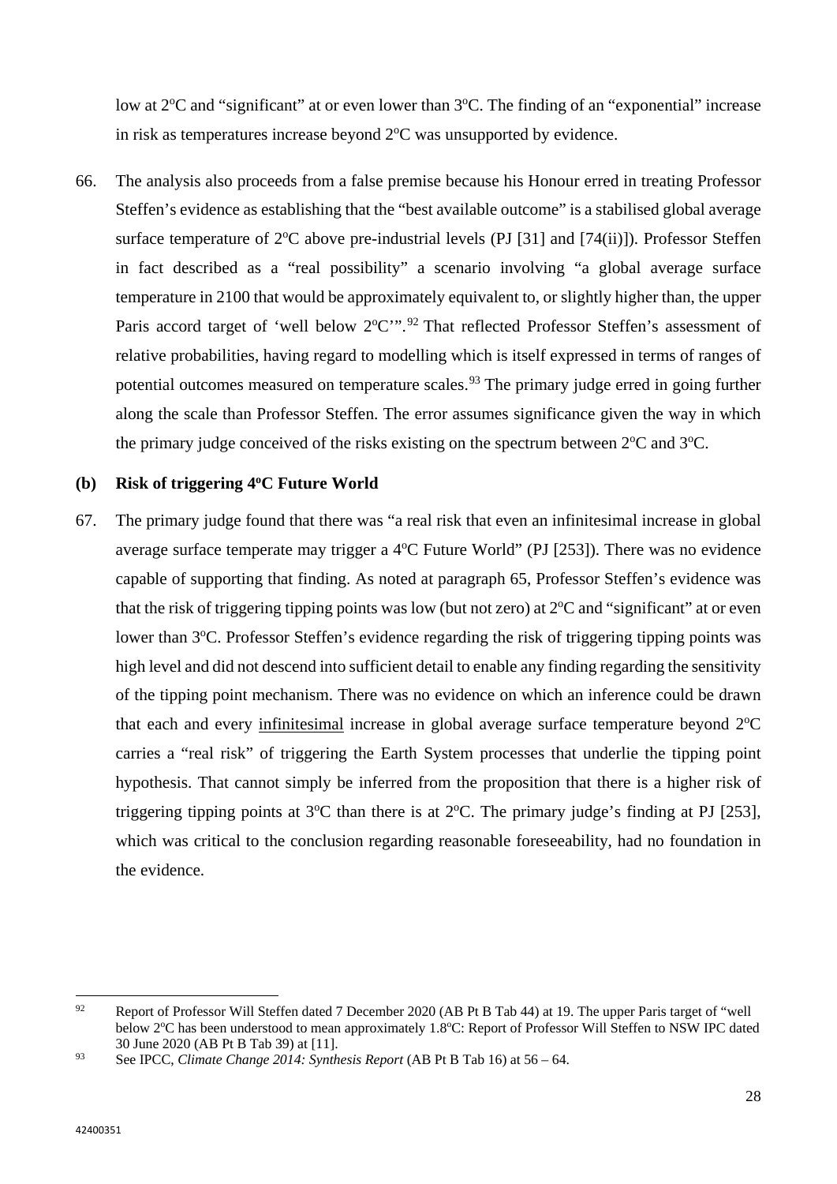low at 2°C and "significant" at or even lower than 3°C. The finding of an "exponential" increase in risk as temperatures increase beyond 2°C was unsupported by evidence.

66. The analysis also proceeds from a false premise because his Honour erred in treating Professor Steffen's evidence as establishing that the "best available outcome" is a stabilised global average surface temperature of 2°C above pre-industrial levels (PJ [31] and [74(ii)]). Professor Steffen in fact described as a "real possibility" a scenario involving "a global average surface temperature in 2100 that would be approximately equivalent to, or slightly higher than, the upper Paris accord target of 'well below 2°C'".[92] That reflected Professor Steffen's assessment of relative probabilities, having regard to modelling which is itself expressed in terms of ranges of potential outcomes measured on temperature scales.[93] The primary judge erred in going further along the scale than Professor Steffen. The error assumes significance given the way in which the primary judge conceived of the risks existing on the spectrum between 2°C and 3°C.

### (b) Risk of triggering 4°C Future World

67. The primary judge found that there was "a real risk that even an infinitesimal increase in global average surface temperate may trigger a 4°C Future World" (PJ [253]). There was no evidence capable of supporting that finding. As noted at paragraph 65, Professor Steffen's evidence was that the risk of triggering tipping points was low (but not zero) at 2°C and "significant" at or even lower than 3°C. Professor Steffen's evidence regarding the risk of triggering tipping points was high level and did not descend into sufficient detail to enable any finding regarding the sensitivity of the tipping point mechanism. There was no evidence on which an inference could be drawn that each and every <u>infinitesimal</u> increase in global average surface temperature beyond 2°C carries a "real risk" of triggering the Earth System processes that underlie the tipping point hypothesis. That cannot simply be inferred from the proposition that there is a higher risk of triggering tipping points at 3°C than there is at 2°C. The primary judge's finding at PJ [253], which was critical to the conclusion regarding reasonable foreseeability, had no foundation in the evidence.

---

[92] Report of Professor Will Steffen dated 7 December 2020 (AB Pt B Tab 44) at 19. The upper Paris target of "well below 2°C has been understood to mean approximately 1.8°C: Report of Professor Will Steffen to NSW IPC dated 30 June 2020 (AB Pt B Tab 39) at [11].

[93] See IPCC, *Climate Change 2014: Synthesis Report* (AB Pt B Tab 16) at 56 – 64.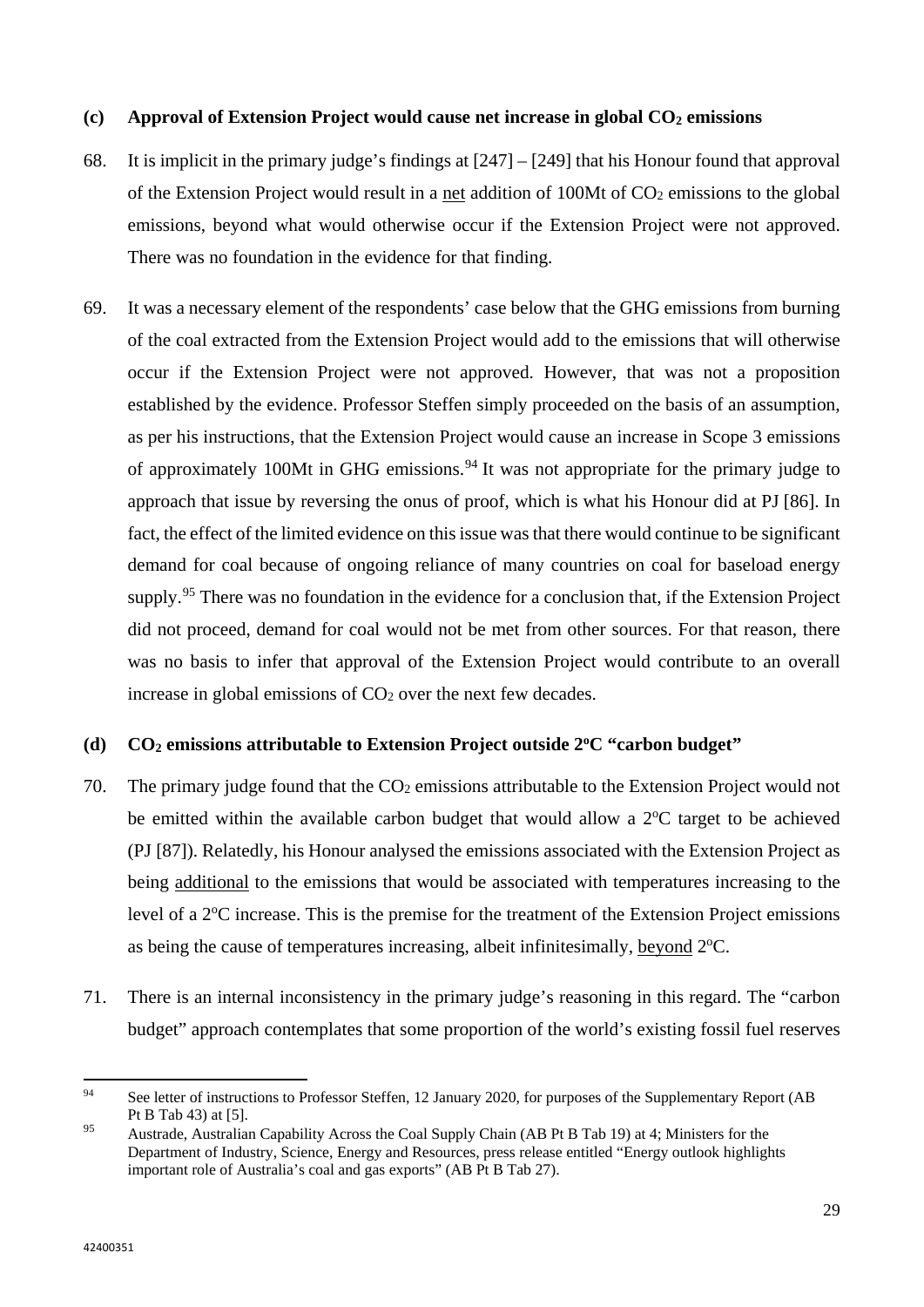### (c) Approval of Extension Project would cause net increase in global $CO_2$ emissions

68. It is implicit in the primary judge's findings at [247] – [249] that his Honour found that approval of the Extension Project would result in a net addition of 100Mt of $CO_2$ emissions to the global emissions, beyond what would otherwise occur if the Extension Project were not approved. There was no foundation in the evidence for that finding.

69. It was a necessary element of the respondents' case below that the GHG emissions from burning of the coal extracted from the Extension Project would add to the emissions that will otherwise occur if the Extension Project were not approved. However, that was not a proposition established by the evidence. Professor Steffen simply proceeded on the basis of an assumption, as per his instructions, that the Extension Project would cause an increase in Scope 3 emissions of approximately 100Mt in GHG emissions.[94] It was not appropriate for the primary judge to approach that issue by reversing the onus of proof, which is what his Honour did at PJ [86]. In fact, the effect of the limited evidence on this issue was that there would continue to be significant demand for coal because of ongoing reliance of many countries on coal for baseload energy supply.[95] There was no foundation in the evidence for a conclusion that, if the Extension Project did not proceed, demand for coal would not be met from other sources. For that reason, there was no basis to infer that approval of the Extension Project would contribute to an overall increase in global emissions of $CO_2$ over the next few decades.

### (d) $CO_2$ emissions attributable to Extension Project outside 2°C "carbon budget"

70. The primary judge found that the $CO_2$ emissions attributable to the Extension Project would not be emitted within the available carbon budget that would allow a 2°C target to be achieved (PJ [87]). Relatedly, his Honour analysed the emissions associated with the Extension Project as being additional to the emissions that would be associated with temperatures increasing to the level of a 2°C increase. This is the premise for the treatment of the Extension Project emissions as being the cause of temperatures increasing, albeit infinitesimally, beyond 2°C.

71. There is an internal inconsistency in the primary judge's reasoning in this regard. The "carbon budget" approach contemplates that some proportion of the world's existing fossil fuel reserves

---

[94] See letter of instructions to Professor Steffen, 12 January 2020, for purposes of the Supplementary Report (AB Pt B Tab 43) at [5].

[95] Austrade, Australian Capability Across the Coal Supply Chain (AB Pt B Tab 19) at 4; Ministers for the Department of Industry, Science, Energy and Resources, press release entitled "Energy outlook highlights important role of Australia's coal and gas exports" (AB Pt B Tab 27).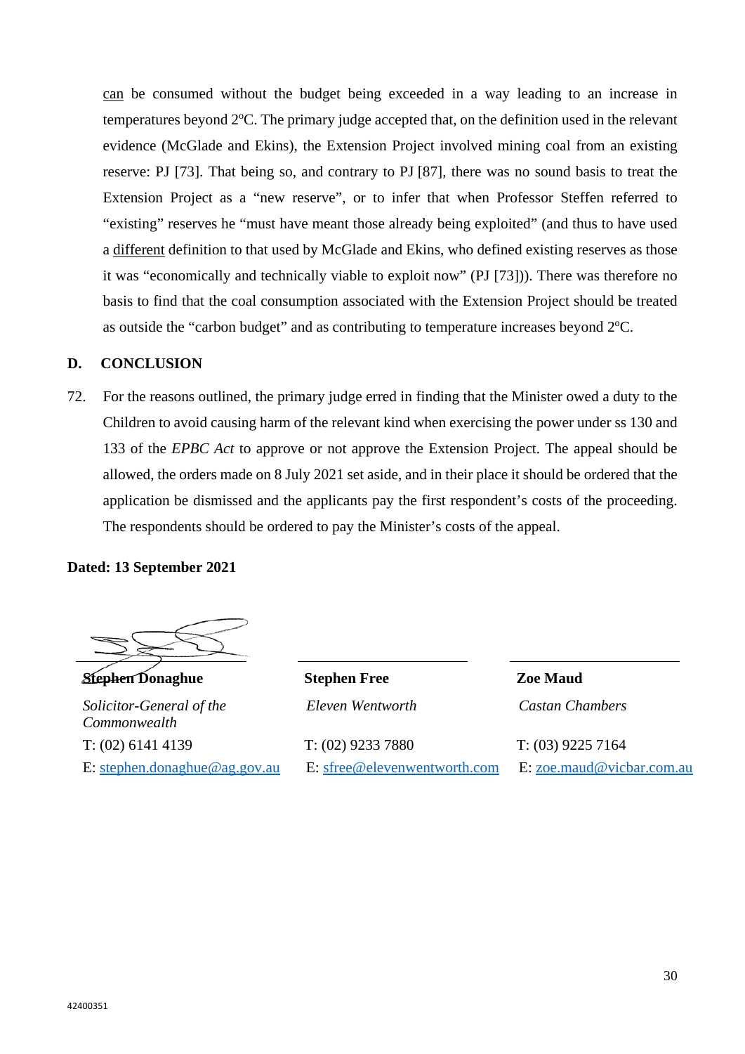can be consumed without the budget being exceeded in a way leading to an increase in temperatures beyond 2°C. The primary judge accepted that, on the definition used in the relevant evidence (McGlade and Ekins), the Extension Project involved mining coal from an existing reserve: PJ [73]. That being so, and contrary to PJ [87], there was no sound basis to treat the Extension Project as a "new reserve", or to infer that when Professor Steffen referred to "existing" reserves he "must have meant those already being exploited" (and thus to have used a different definition to that used by McGlade and Ekins, who defined existing reserves as those it was "economically and technically viable to exploit now" (PJ [73])). There was therefore no basis to find that the coal consumption associated with the Extension Project should be treated as outside the "carbon budget" and as contributing to temperature increases beyond 2°C.

## D. CONCLUSION

72. For the reasons outlined, the primary judge erred in finding that the Minister owed a duty to the Children to avoid causing harm of the relevant kind when exercising the power under ss 130 and 133 of the *EPBC Act* to approve or not approve the Extension Project. The appeal should be allowed, the orders made on 8 July 2021 set aside, and in their place it should be ordered that the application be dismissed and the applicants pay the first respondent's costs of the proceeding. The respondents should be ordered to pay the Minister's costs of the appeal.

**Dated: 13 September 2021**

| | | |
|---|---|---|
| **Stephen Donaghue** | **Stephen Free** | **Zoe Maud** |
| *Solicitor-General of the Commonwealth* | *Eleven Wentworth* | *Castan Chambers* |
| T: (02) 6141 4139 | T: (02) 9233 7880 | T: (03) 9225 7164 |
| E: stephen.donaghue@ag.gov.au | E: sfree@elevenwentworth.com | E: zoe.maud@vicbar.com.au |

42400351